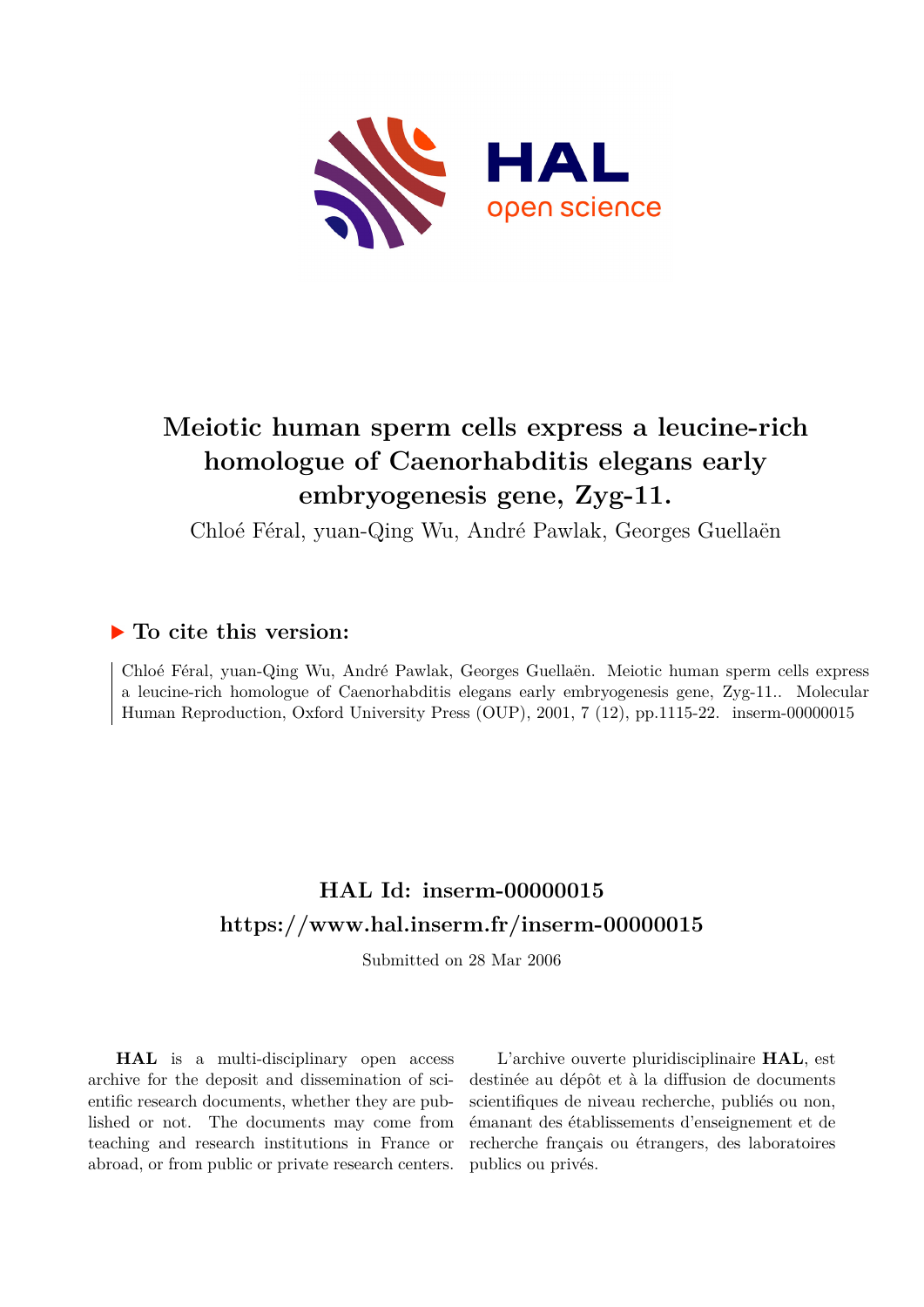# Meiotic human sperm cells express a leucine-rich homologue of Caenorhabditis elegans early embryogenesis gene, Zyg-11.

Chloé Féral, yuan-Qing Wu, André Pawlak, Georges Guellaën

## ▶ To cite this version:

Chloé Féral, yuan-Qing Wu, André Pawlak, Georges Guellaën. Meiotic human sperm cells express a leucine-rich homologue of Caenorhabditis elegans early embryogenesis gene, Zyg-11.. Molecular Human Reproduction, Oxford University Press (OUP), 2001, 7 (12), pp.1115-22. inserm-00000015

## HAL Id: inserm-00000015
## https://www.hal.inserm.fr/inserm-00000015

Submitted on 28 Mar 2006

**HAL** is a multi-disciplinary open access archive for the deposit and dissemination of scientific research documents, whether they are published or not. The documents may come from teaching and research institutions in France or abroad, or from public or private research centers.

L'archive ouverte pluridisciplinaire **HAL**, est destinée au dépôt et à la diffusion de documents scientifiques de niveau recherche, publiés ou non, émanant des établissements d'enseignement et de recherche français ou étrangers, des laboratoires publics ou privés.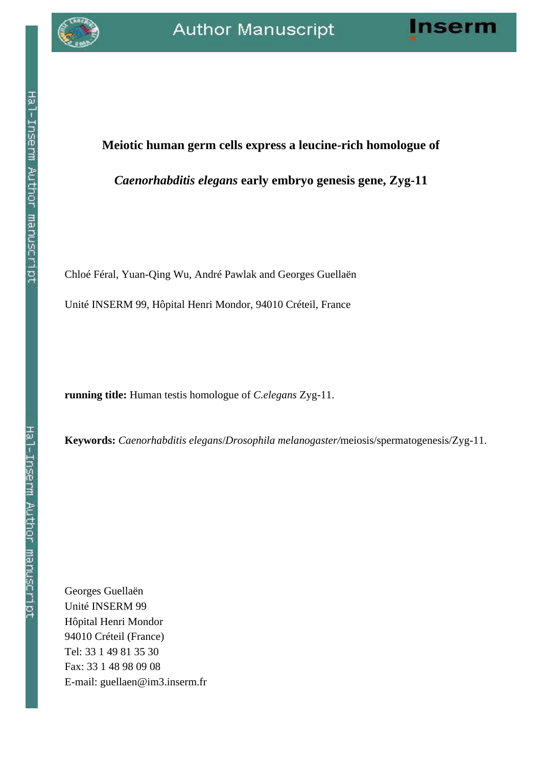# Meiotic human germ cells express a leucine-rich homologue of *Caenorhabditis elegans* early embryo genesis gene, Zyg-11

Chloé Féral, Yuan-Qing Wu, André Pawlak and Georges Guellaën

Unité INSERM 99, Hôpital Henri Mondor, 94010 Créteil, France

**running title:** Human testis homologue of *C.elegans* Zyg-11.

**Keywords:** *Caenorhabditis elegans*/*Drosophila melanogaster/*meiosis/spermatogenesis/Zyg-11.

Georges Guellaën
Unité INSERM 99
Hôpital Henri Mondor
94010 Créteil (France)
Tel: 33 1 49 81 35 30
Fax: 33 1 48 98 09 08
E-mail: guellaen@im3.inserm.fr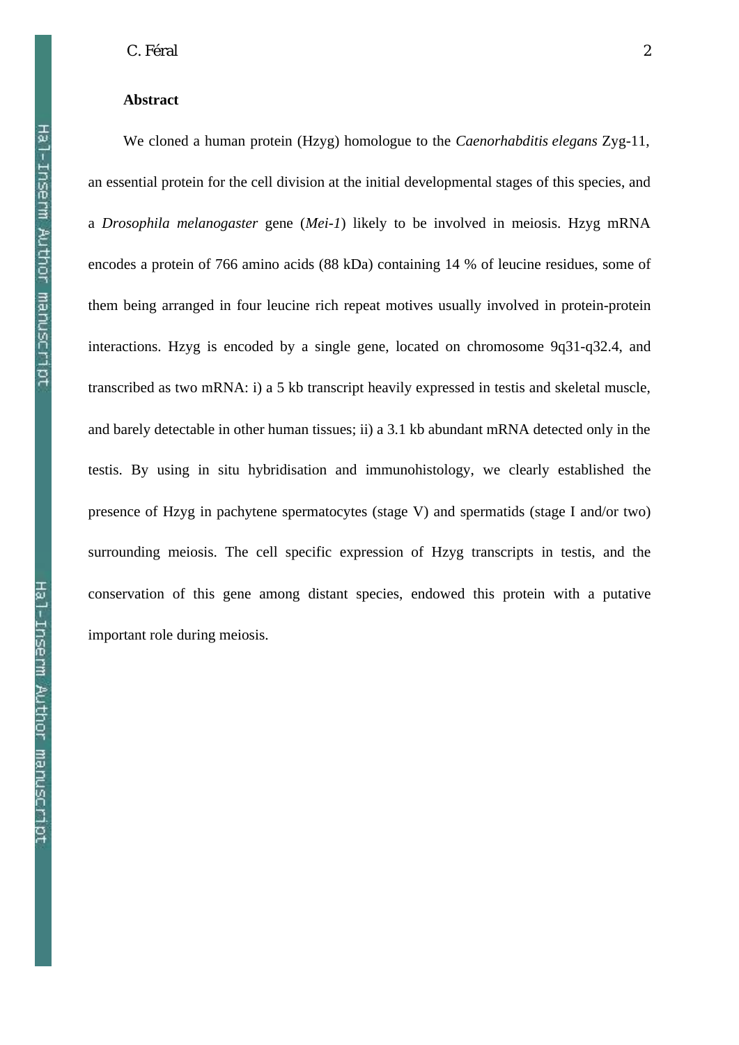**Abstract**

We cloned a human protein (Hzyg) homologue to the *Caenorhabditis elegans* Zyg-11, an essential protein for the cell division at the initial developmental stages of this species, and a *Drosophila melanogaster* gene (*Mei-1*) likely to be involved in meiosis. Hzyg mRNA encodes a protein of 766 amino acids (88 kDa) containing 14 % of leucine residues, some of them being arranged in four leucine rich repeat motives usually involved in protein-protein interactions. Hzyg is encoded by a single gene, located on chromosome 9q31-q32.4, and transcribed as two mRNA: i) a 5 kb transcript heavily expressed in testis and skeletal muscle, and barely detectable in other human tissues; ii) a 3.1 kb abundant mRNA detected only in the testis. By using in situ hybridisation and immunohistology, we clearly established the presence of Hzyg in pachytene spermatocytes (stage V) and spermatids (stage I and/or two) surrounding meiosis. The cell specific expression of Hzyg transcripts in testis, and the conservation of this gene among distant species, endowed this protein with a putative important role during meiosis.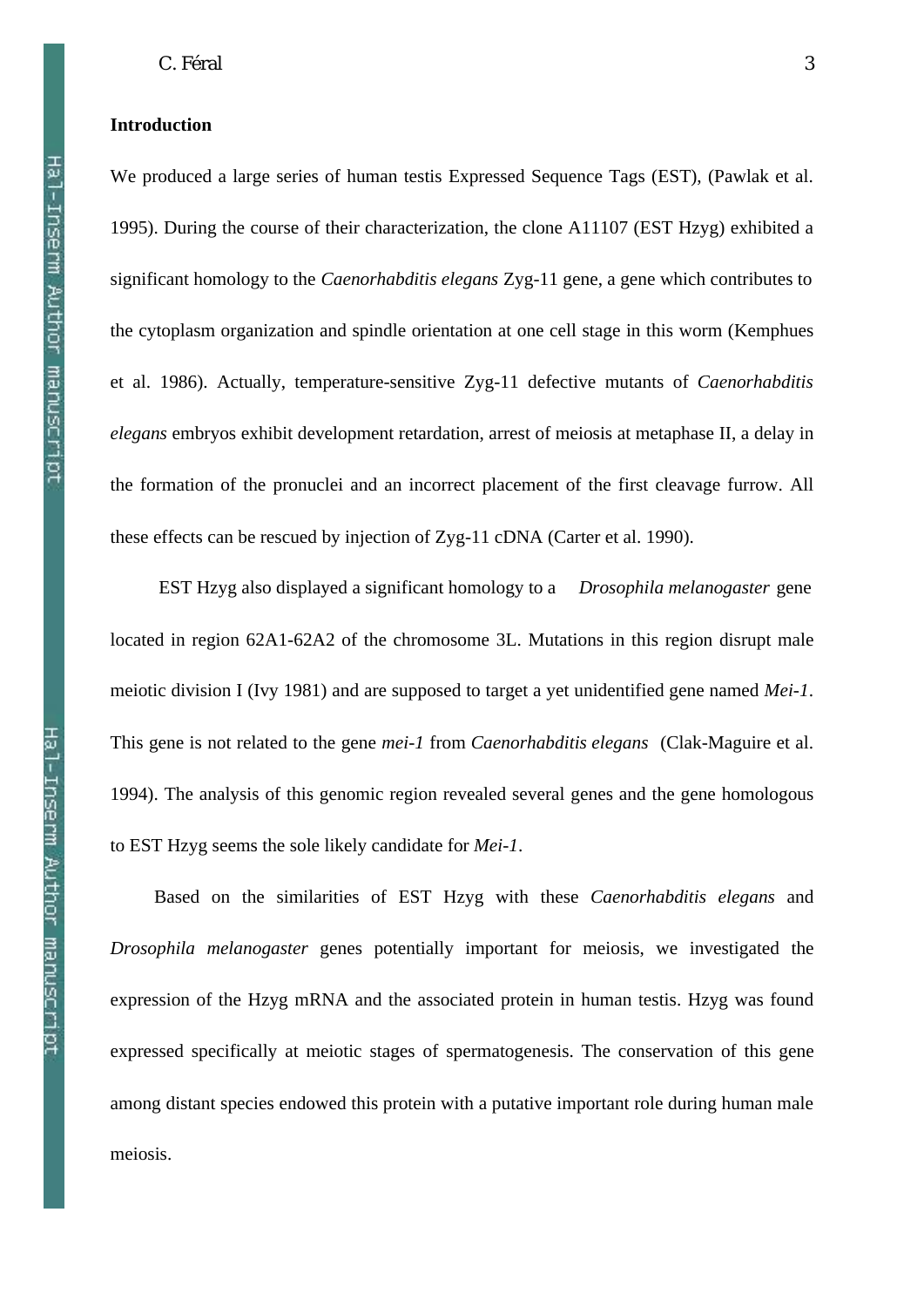## Introduction

We produced a large series of human testis Expressed Sequence Tags (EST), (Pawlak et al. 1995). During the course of their characterization, the clone A11107 (EST Hzyg) exhibited a significant homology to the *Caenorhabditis elegans* Zyg-11 gene, a gene which contributes to the cytoplasm organization and spindle orientation at one cell stage in this worm (Kemphues et al. 1986). Actually, temperature-sensitive Zyg-11 defective mutants of *Caenorhabditis elegans* embryos exhibit development retardation, arrest of meiosis at metaphase II, a delay in the formation of the pronuclei and an incorrect placement of the first cleavage furrow. All these effects can be rescued by injection of Zyg-11 cDNA (Carter et al. 1990).

EST Hzyg also displayed a significant homology to a *Drosophila melanogaster* gene located in region 62A1-62A2 of the chromosome 3L. Mutations in this region disrupt male meiotic division I (Ivy 1981) and are supposed to target a yet unidentified gene named *Mei-1*. This gene is not related to the gene *mei-1* from *Caenorhabditis elegans* (Clak-Maguire et al. 1994). The analysis of this genomic region revealed several genes and the gene homologous to EST Hzyg seems the sole likely candidate for *Mei-1*.

Based on the similarities of EST Hzyg with these *Caenorhabditis elegans* and *Drosophila melanogaster* genes potentially important for meiosis, we investigated the expression of the Hzyg mRNA and the associated protein in human testis. Hzyg was found expressed specifically at meiotic stages of spermatogenesis. The conservation of this gene among distant species endowed this protein with a putative important role during human male meiosis.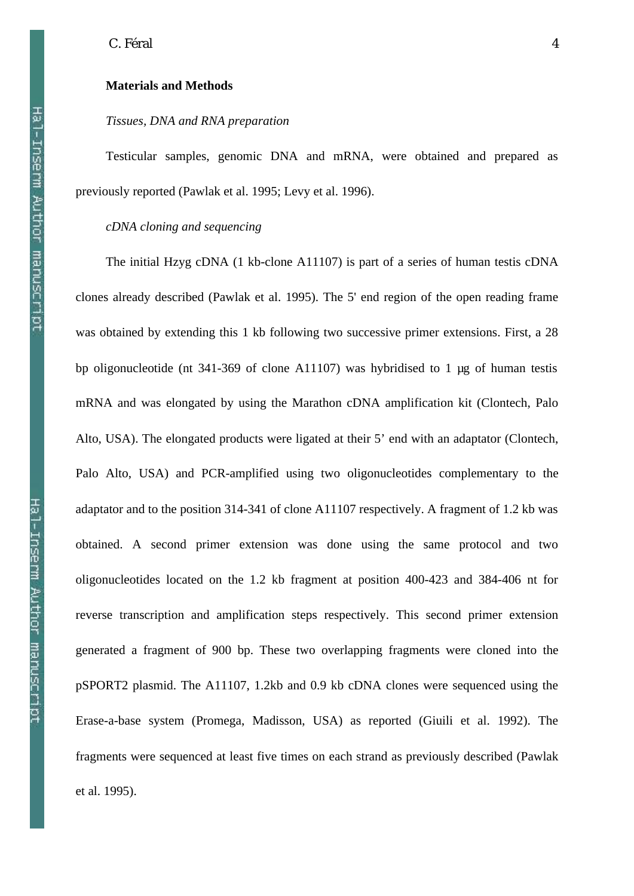## Materials and Methods

### *Tissues, DNA and RNA preparation*

Testicular samples, genomic DNA and mRNA, were obtained and prepared as previously reported (Pawlak et al. 1995; Levy et al. 1996).

### *cDNA cloning and sequencing*

The initial Hzyg cDNA (1 kb-clone A11107) is part of a series of human testis cDNA clones already described (Pawlak et al. 1995). The 5' end region of the open reading frame was obtained by extending this 1 kb following two successive primer extensions. First, a 28 bp oligonucleotide (nt 341-369 of clone A11107) was hybridised to 1 µg of human testis mRNA and was elongated by using the Marathon cDNA amplification kit (Clontech, Palo Alto, USA). The elongated products were ligated at their 5' end with an adaptator (Clontech, Palo Alto, USA) and PCR-amplified using two oligonucleotides complementary to the adaptator and to the position 314-341 of clone A11107 respectively. A fragment of 1.2 kb was obtained. A second primer extension was done using the same protocol and two oligonucleotides located on the 1.2 kb fragment at position 400-423 and 384-406 nt for reverse transcription and amplification steps respectively. This second primer extension generated a fragment of 900 bp. These two overlapping fragments were cloned into the pSPORT2 plasmid. The A11107, 1.2kb and 0.9 kb cDNA clones were sequenced using the Erase-a-base system (Promega, Madisson, USA) as reported (Giuili et al. 1992). The fragments were sequenced at least five times on each strand as previously described (Pawlak et al. 1995).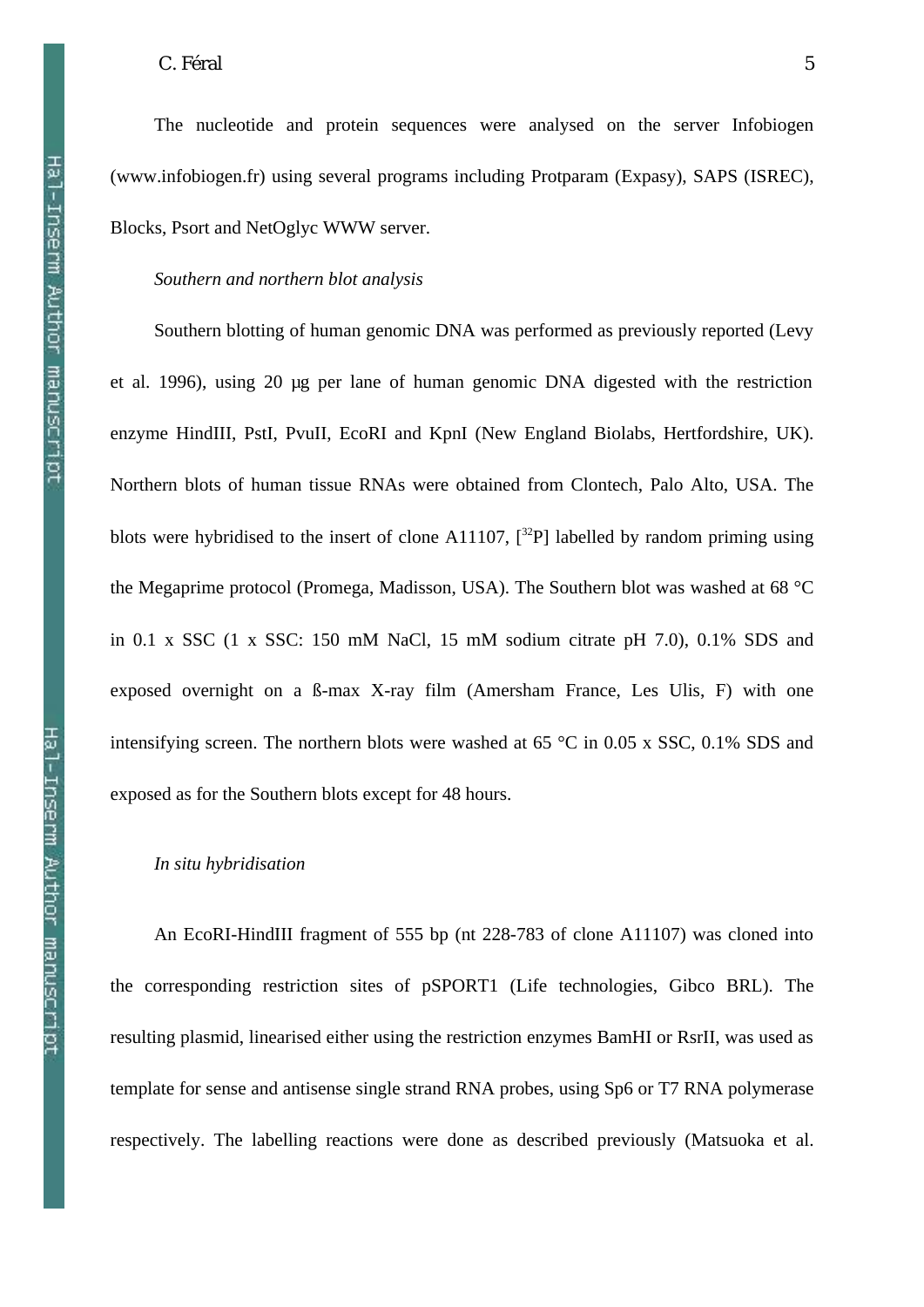The nucleotide and protein sequences were analysed on the server Infobiogen (www.infobiogen.fr) using several programs including Protparam (Expasy), SAPS (ISREC), Blocks, Psort and NetOglyc WWW server.

*Southern and northern blot analysis*

Southern blotting of human genomic DNA was performed as previously reported (Levy et al. 1996), using 20 µg per lane of human genomic DNA digested with the restriction enzyme HindIII, PstI, PvuII, EcoRI and KpnI (New England Biolabs, Hertfordshire, UK). Northern blots of human tissue RNAs were obtained from Clontech, Palo Alto, USA. The blots were hybridised to the insert of clone A11107, [$^{32}$P] labelled by random priming using the Megaprime protocol (Promega, Madisson, USA). The Southern blot was washed at 68 °C in 0.1 x SSC (1 x SSC: 150 mM NaCl, 15 mM sodium citrate pH 7.0), 0.1% SDS and exposed overnight on a ß-max X-ray film (Amersham France, Les Ulis, F) with one intensifying screen. The northern blots were washed at 65 °C in 0.05 x SSC, 0.1% SDS and exposed as for the Southern blots except for 48 hours.

*In situ hybridisation*

An EcoRI-HindIII fragment of 555 bp (nt 228-783 of clone A11107) was cloned into the corresponding restriction sites of pSPORT1 (Life technologies, Gibco BRL). The resulting plasmid, linearised either using the restriction enzymes BamHI or RsrII, was used as template for sense and antisense single strand RNA probes, using Sp6 or T7 RNA polymerase respectively. The labelling reactions were done as described previously (Matsuoka et al.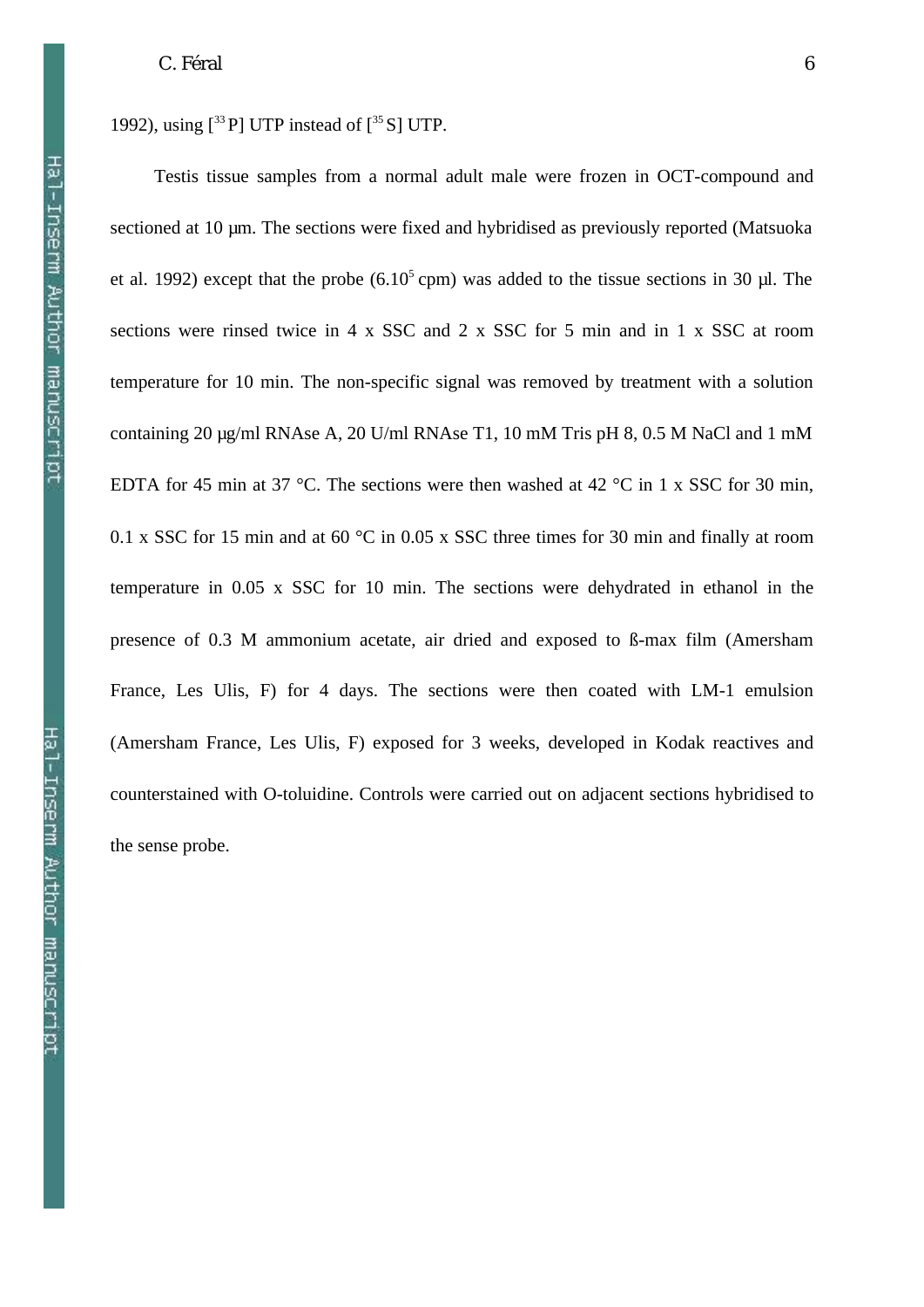1992), using [$^{33}$P] UTP instead of [$^{35}$S] UTP.

Testis tissue samples from a normal adult male were frozen in OCT-compound and sectioned at 10 µm. The sections were fixed and hybridised as previously reported (Matsuoka et al. 1992) except that the probe ($6.10^{5}$ cpm) was added to the tissue sections in 30 µl. The sections were rinsed twice in 4 x SSC and 2 x SSC for 5 min and in 1 x SSC at room temperature for 10 min. The non-specific signal was removed by treatment with a solution containing 20 µg/ml RNAse A, 20 U/ml RNAse T1, 10 mM Tris pH 8, 0.5 M NaCl and 1 mM EDTA for 45 min at 37 °C. The sections were then washed at 42 °C in 1 x SSC for 30 min, 0.1 x SSC for 15 min and at 60 °C in 0.05 x SSC three times for 30 min and finally at room temperature in 0.05 x SSC for 10 min. The sections were dehydrated in ethanol in the presence of 0.3 M ammonium acetate, air dried and exposed to ß-max film (Amersham France, Les Ulis, F) for 4 days. The sections were then coated with LM-1 emulsion (Amersham France, Les Ulis, F) exposed for 3 weeks, developed in Kodak reactives and counterstained with O-toluidine. Controls were carried out on adjacent sections hybridised to the sense probe.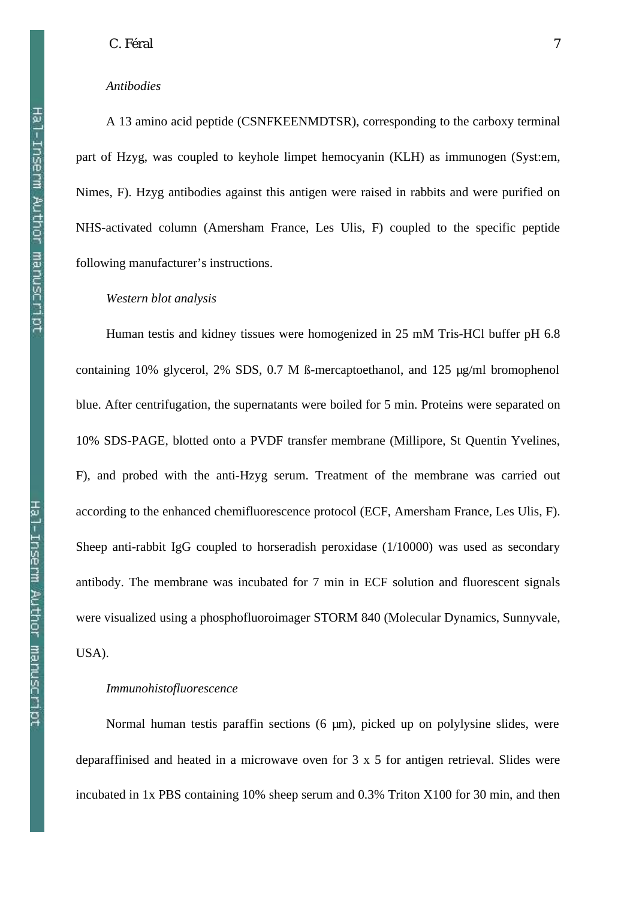*Antibodies*

A 13 amino acid peptide (CSNFKEENMDTSR), corresponding to the carboxy terminal part of Hzyg, was coupled to keyhole limpet hemocyanin (KLH) as immunogen (Syst:em, Nimes, F). Hzyg antibodies against this antigen were raised in rabbits and were purified on NHS-activated column (Amersham France, Les Ulis, F) coupled to the specific peptide following manufacturer's instructions.

*Western blot analysis*

Human testis and kidney tissues were homogenized in 25 mM Tris-HCl buffer pH 6.8 containing 10% glycerol, 2% SDS, 0.7 M ß-mercaptoethanol, and 125 µg/ml bromophenol blue. After centrifugation, the supernatants were boiled for 5 min. Proteins were separated on 10% SDS-PAGE, blotted onto a PVDF transfer membrane (Millipore, St Quentin Yvelines, F), and probed with the anti-Hzyg serum. Treatment of the membrane was carried out according to the enhanced chemifluorescence protocol (ECF, Amersham France, Les Ulis, F). Sheep anti-rabbit IgG coupled to horseradish peroxidase (1/10000) was used as secondary antibody. The membrane was incubated for 7 min in ECF solution and fluorescent signals were visualized using a phosphofluoroimager STORM 840 (Molecular Dynamics, Sunnyvale, USA).

*Immunohistofluorescence*

Normal human testis paraffin sections (6 µm), picked up on polylysine slides, were deparaffinised and heated in a microwave oven for 3 x 5 for antigen retrieval. Slides were incubated in 1x PBS containing 10% sheep serum and 0.3% Triton X100 for 30 min, and then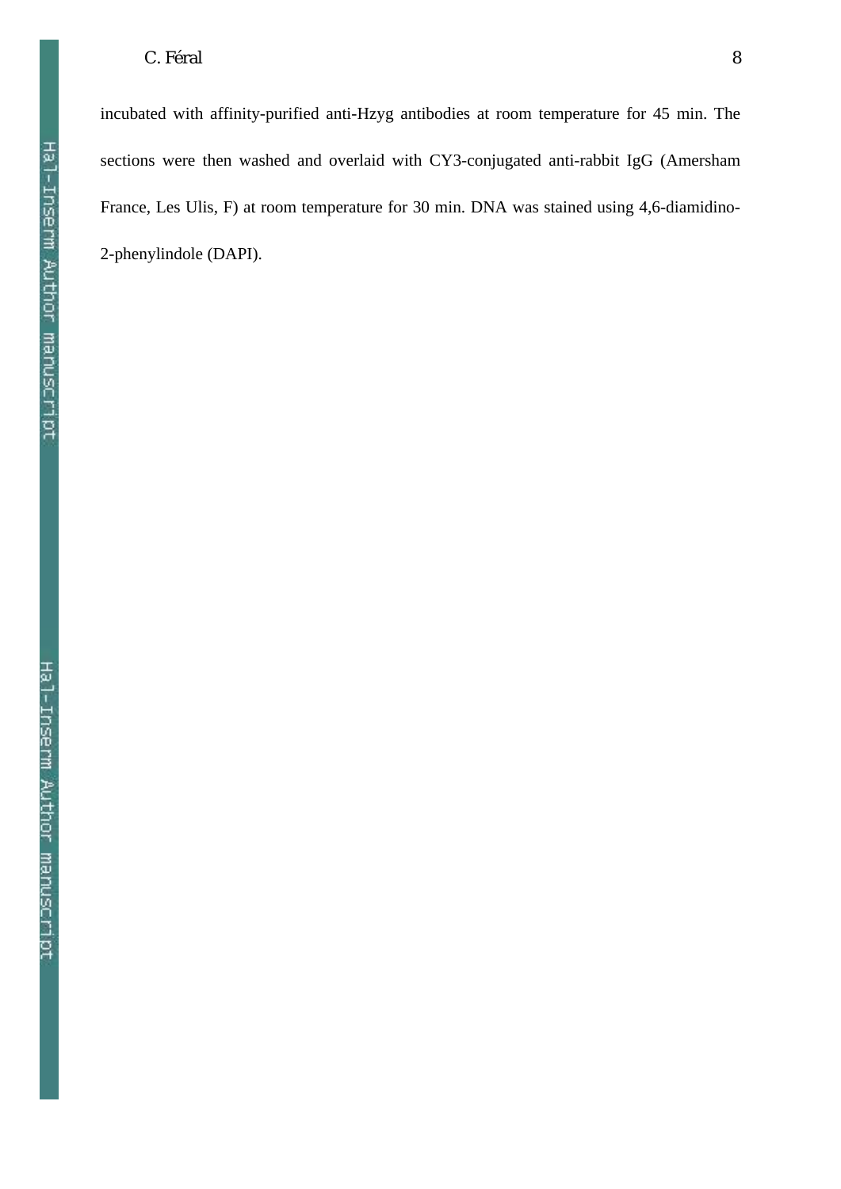incubated with affinity-purified anti-Hzyg antibodies at room temperature for 45 min. The sections were then washed and overlaid with CY3-conjugated anti-rabbit IgG (Amersham France, Les Ulis, F) at room temperature for 30 min. DNA was stained using 4,6-diamidino-2-phenylindole (DAPI).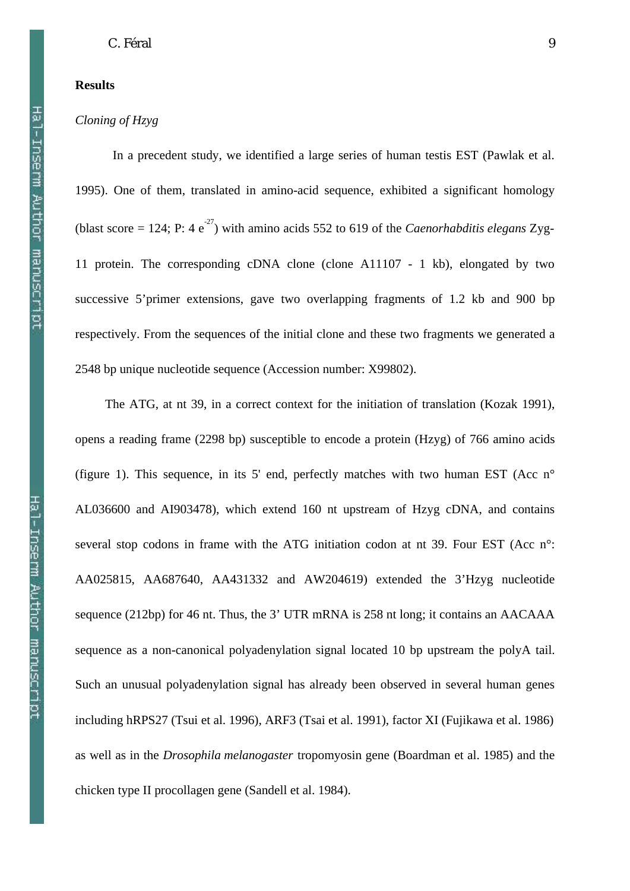**Results**

*Cloning of Hzyg*

In a precedent study, we identified a large series of human testis EST (Pawlak et al. 1995). One of them, translated in amino-acid sequence, exhibited a significant homology (blast score = 124; P: 4 $e^{-27}$) with amino acids 552 to 619 of the *Caenorhabditis elegans* Zyg-11 protein. The corresponding cDNA clone (clone A11107 - 1 kb), elongated by two successive 5'primer extensions, gave two overlapping fragments of 1.2 kb and 900 bp respectively. From the sequences of the initial clone and these two fragments we generated a 2548 bp unique nucleotide sequence (Accession number: X99802).

The ATG, at nt 39, in a correct context for the initiation of translation (Kozak 1991), opens a reading frame (2298 bp) susceptible to encode a protein (Hzyg) of 766 amino acids (figure 1). This sequence, in its 5' end, perfectly matches with two human EST (Acc n° AL036600 and AI903478), which extend 160 nt upstream of Hzyg cDNA, and contains several stop codons in frame with the ATG initiation codon at nt 39. Four EST (Acc n°: AA025815, AA687640, AA431332 and AW204619) extended the 3'Hzyg nucleotide sequence (212bp) for 46 nt. Thus, the 3' UTR mRNA is 258 nt long; it contains an AACAAA sequence as a non-canonical polyadenylation signal located 10 bp upstream the polyA tail. Such an unusual polyadenylation signal has already been observed in several human genes including hRPS27 (Tsui et al. 1996), ARF3 (Tsai et al. 1991), factor XI (Fujikawa et al. 1986) as well as in the *Drosophila melanogaster* tropomyosin gene (Boardman et al. 1985) and the chicken type II procollagen gene (Sandell et al. 1984).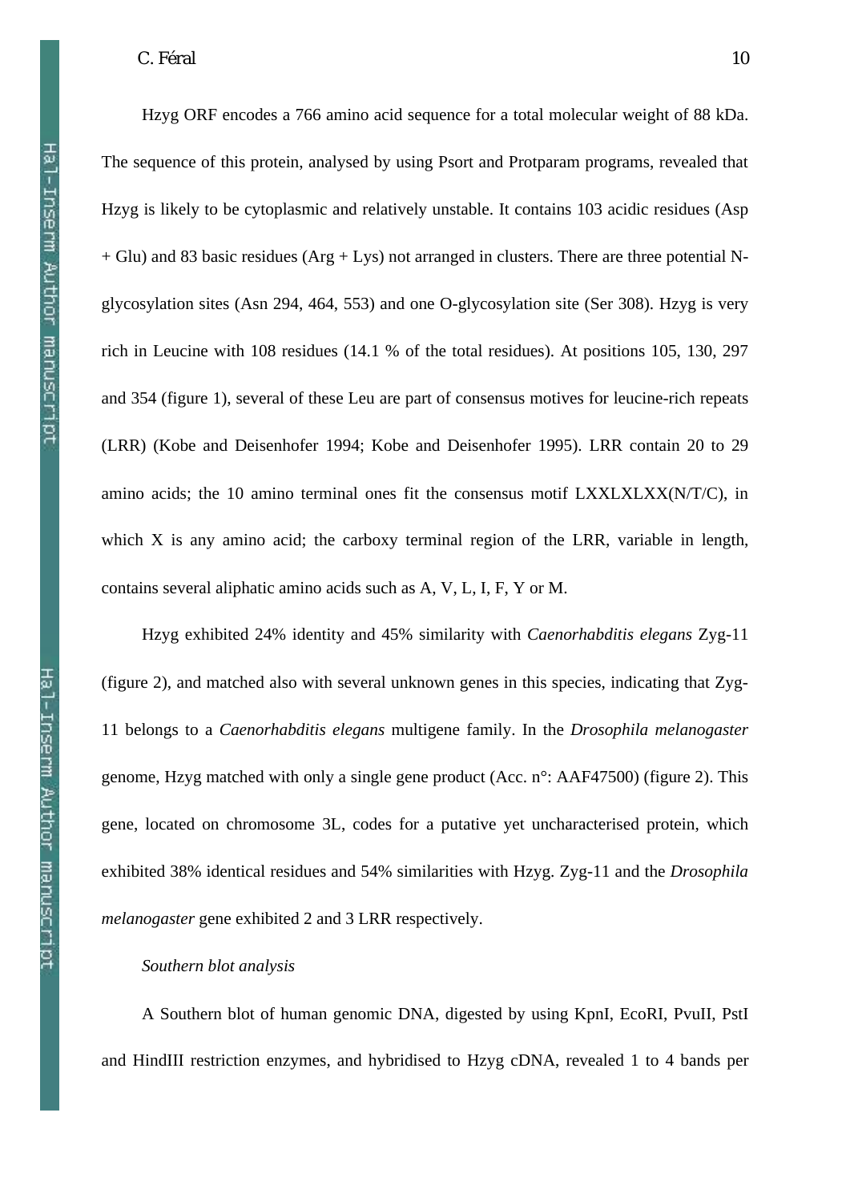Hzyg ORF encodes a 766 amino acid sequence for a total molecular weight of 88 kDa. The sequence of this protein, analysed by using Psort and Protparam programs, revealed that Hzyg is likely to be cytoplasmic and relatively unstable. It contains 103 acidic residues (Asp + Glu) and 83 basic residues (Arg + Lys) not arranged in clusters. There are three potential N-glycosylation sites (Asn 294, 464, 553) and one O-glycosylation site (Ser 308). Hzyg is very rich in Leucine with 108 residues (14.1 % of the total residues). At positions 105, 130, 297 and 354 (figure 1), several of these Leu are part of consensus motives for leucine-rich repeats (LRR) (Kobe and Deisenhofer 1994; Kobe and Deisenhofer 1995). LRR contain 20 to 29 amino acids; the 10 amino terminal ones fit the consensus motif LXXLXLXX(N/T/C), in which X is any amino acid; the carboxy terminal region of the LRR, variable in length, contains several aliphatic amino acids such as A, V, L, I, F, Y or M.

Hzyg exhibited 24% identity and 45% similarity with *Caenorhabditis elegans* Zyg-11 (figure 2), and matched also with several unknown genes in this species, indicating that Zyg-11 belongs to a *Caenorhabditis elegans* multigene family. In the *Drosophila melanogaster* genome, Hzyg matched with only a single gene product (Acc. n°: AAF47500) (figure 2). This gene, located on chromosome 3L, codes for a putative yet uncharacterised protein, which exhibited 38% identical residues and 54% similarities with Hzyg. Zyg-11 and the *Drosophila melanogaster* gene exhibited 2 and 3 LRR respectively.

*Southern blot analysis*

A Southern blot of human genomic DNA, digested by using KpnI, EcoRI, PvuII, PstI and HindIII restriction enzymes, and hybridised to Hzyg cDNA, revealed 1 to 4 bands per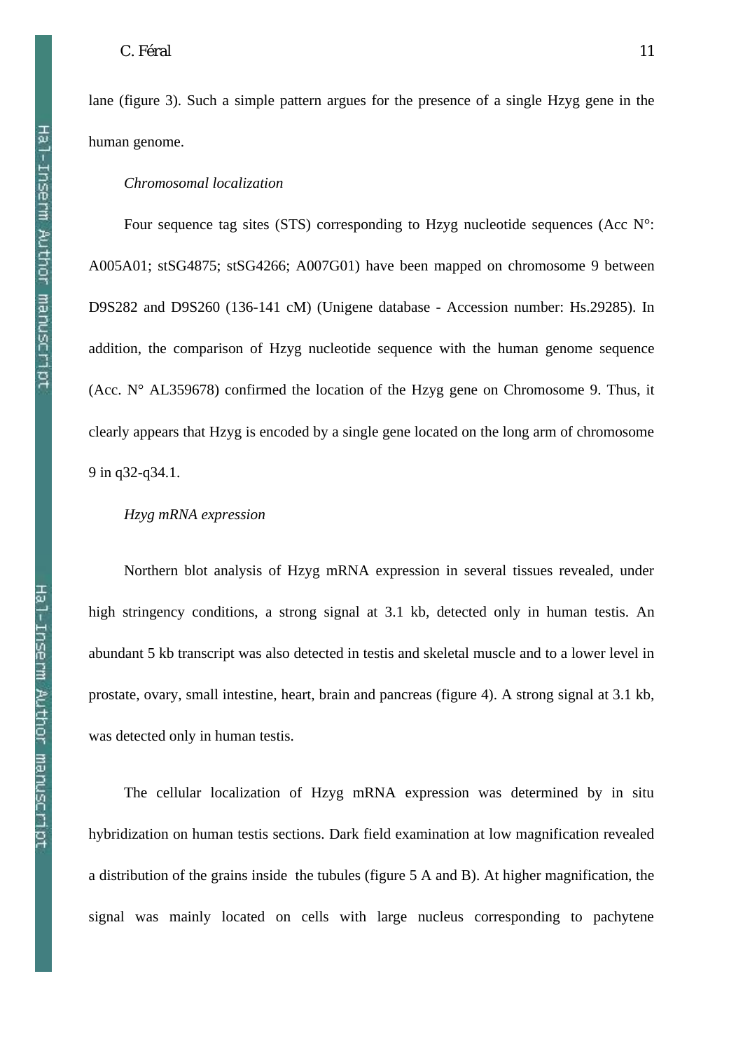lane (figure 3). Such a simple pattern argues for the presence of a single Hzyg gene in the human genome.

*Chromosomal localization*

Four sequence tag sites (STS) corresponding to Hzyg nucleotide sequences (Acc N°: A005A01; stSG4875; stSG4266; A007G01) have been mapped on chromosome 9 between D9S282 and D9S260 (136-141 cM) (Unigene database - Accession number: Hs.29285). In addition, the comparison of Hzyg nucleotide sequence with the human genome sequence (Acc. N° AL359678) confirmed the location of the Hzyg gene on Chromosome 9. Thus, it clearly appears that Hzyg is encoded by a single gene located on the long arm of chromosome 9 in q32-q34.1.

*Hzyg mRNA expression*

Northern blot analysis of Hzyg mRNA expression in several tissues revealed, under high stringency conditions, a strong signal at 3.1 kb, detected only in human testis. An abundant 5 kb transcript was also detected in testis and skeletal muscle and to a lower level in prostate, ovary, small intestine, heart, brain and pancreas (figure 4). A strong signal at 3.1 kb, was detected only in human testis.

The cellular localization of Hzyg mRNA expression was determined by in situ hybridization on human testis sections. Dark field examination at low magnification revealed a distribution of the grains inside the tubules (figure 5 A and B). At higher magnification, the signal was mainly located on cells with large nucleus corresponding to pachytene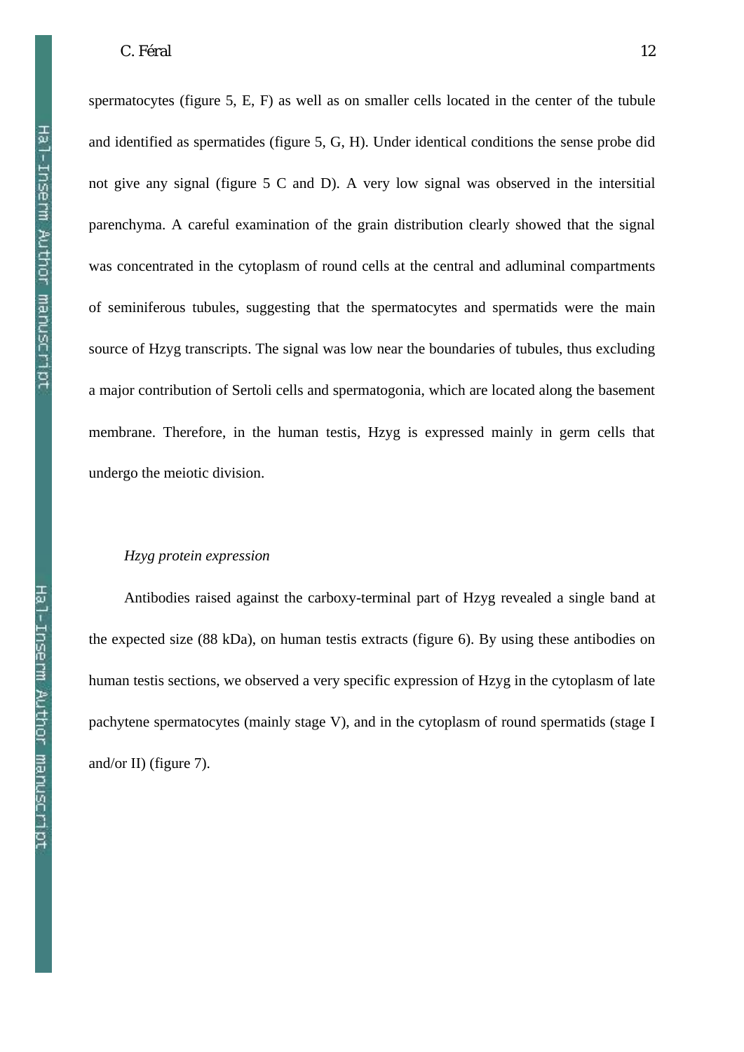spermatocytes (figure 5, E, F) as well as on smaller cells located in the center of the tubule and identified as spermatides (figure 5, G, H). Under identical conditions the sense probe did not give any signal (figure 5 C and D). A very low signal was observed in the intersitial parenchyma. A careful examination of the grain distribution clearly showed that the signal was concentrated in the cytoplasm of round cells at the central and adluminal compartments of seminiferous tubules, suggesting that the spermatocytes and spermatids were the main source of Hzyg transcripts. The signal was low near the boundaries of tubules, thus excluding a major contribution of Sertoli cells and spermatogonia, which are located along the basement membrane. Therefore, in the human testis, Hzyg is expressed mainly in germ cells that undergo the meiotic division.

*Hzyg protein expression*

Antibodies raised against the carboxy-terminal part of Hzyg revealed a single band at the expected size (88 kDa), on human testis extracts (figure 6). By using these antibodies on human testis sections, we observed a very specific expression of Hzyg in the cytoplasm of late pachytene spermatocytes (mainly stage V), and in the cytoplasm of round spermatids (stage I and/or II) (figure 7).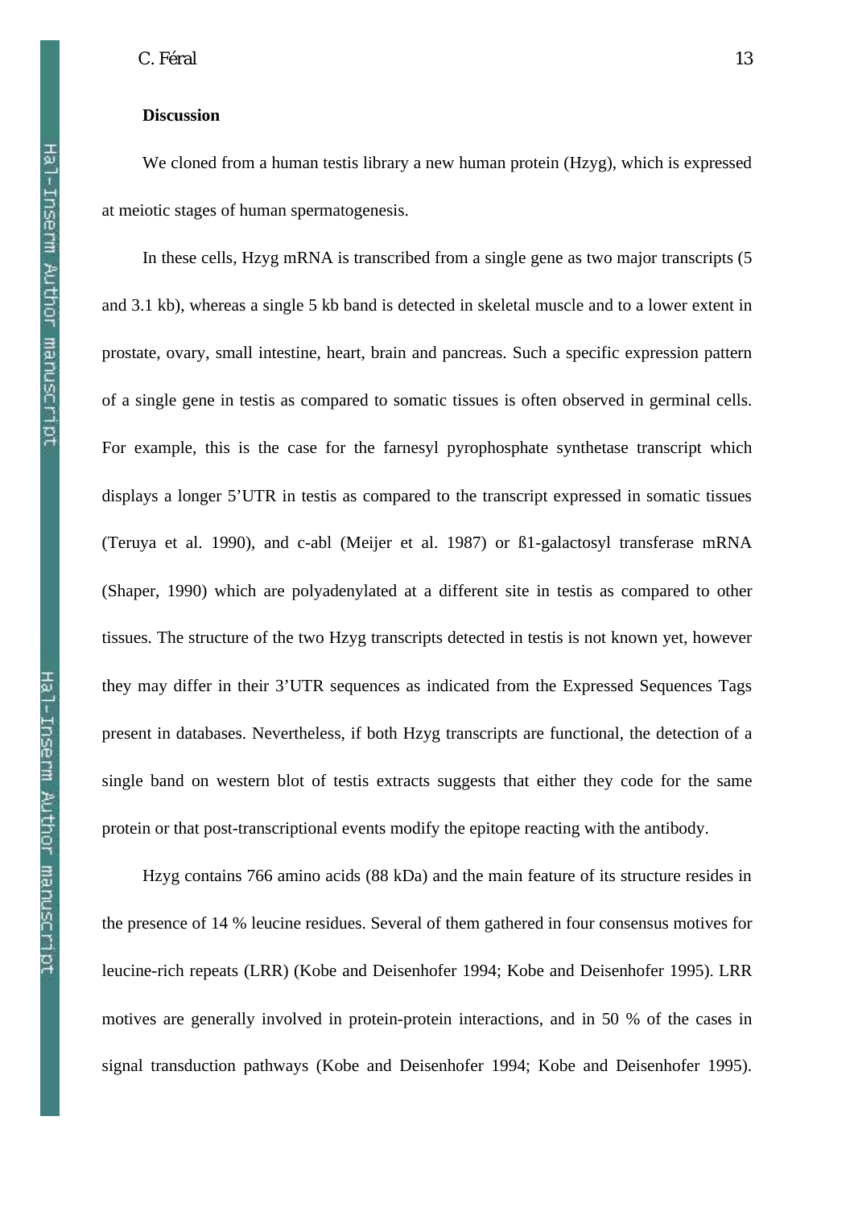## Discussion

We cloned from a human testis library a new human protein (Hzyg), which is expressed at meiotic stages of human spermatogenesis.

In these cells, Hzyg mRNA is transcribed from a single gene as two major transcripts (5 and 3.1 kb), whereas a single 5 kb band is detected in skeletal muscle and to a lower extent in prostate, ovary, small intestine, heart, brain and pancreas. Such a specific expression pattern of a single gene in testis as compared to somatic tissues is often observed in germinal cells. For example, this is the case for the farnesyl pyrophosphate synthetase transcript which displays a longer 5'UTR in testis as compared to the transcript expressed in somatic tissues (Teruya et al. 1990), and c-abl (Meijer et al. 1987) or ß1-galactosyl transferase mRNA (Shaper, 1990) which are polyadenylated at a different site in testis as compared to other tissues. The structure of the two Hzyg transcripts detected in testis is not known yet, however they may differ in their 3'UTR sequences as indicated from the Expressed Sequences Tags present in databases. Nevertheless, if both Hzyg transcripts are functional, the detection of a single band on western blot of testis extracts suggests that either they code for the same protein or that post-transcriptional events modify the epitope reacting with the antibody.

Hzyg contains 766 amino acids (88 kDa) and the main feature of its structure resides in the presence of 14 % leucine residues. Several of them gathered in four consensus motives for leucine-rich repeats (LRR) (Kobe and Deisenhofer 1994; Kobe and Deisenhofer 1995). LRR motives are generally involved in protein-protein interactions, and in 50 % of the cases in signal transduction pathways (Kobe and Deisenhofer 1994; Kobe and Deisenhofer 1995).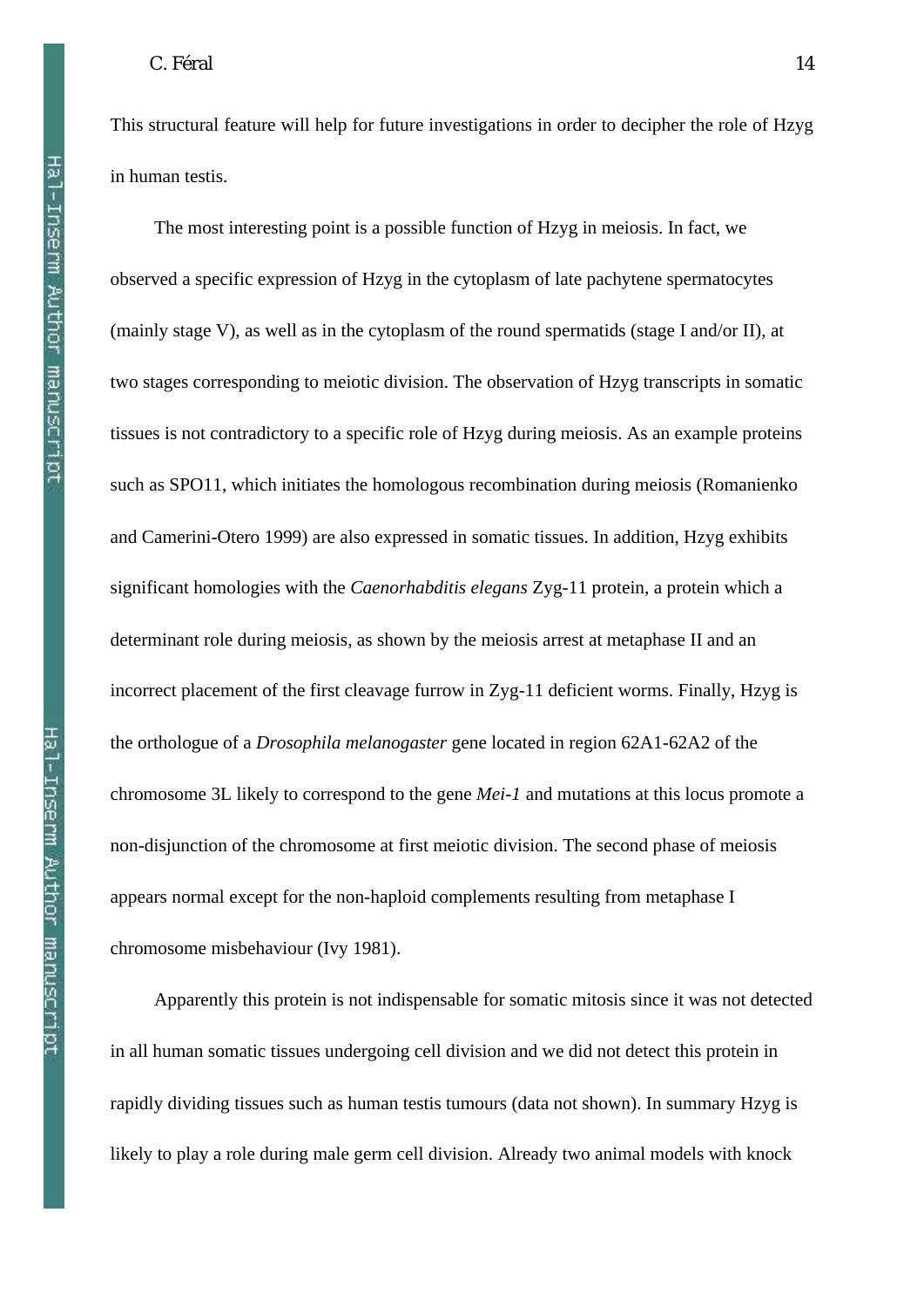This structural feature will help for future investigations in order to decipher the role of Hzyg in human testis.

The most interesting point is a possible function of Hzyg in meiosis. In fact, we observed a specific expression of Hzyg in the cytoplasm of late pachytene spermatocytes (mainly stage V), as well as in the cytoplasm of the round spermatids (stage I and/or II), at two stages corresponding to meiotic division. The observation of Hzyg transcripts in somatic tissues is not contradictory to a specific role of Hzyg during meiosis. As an example proteins such as SPO11, which initiates the homologous recombination during meiosis (Romanienko and Camerini-Otero 1999) are also expressed in somatic tissues. In addition, Hzyg exhibits significant homologies with the *Caenorhabditis elegans* Zyg-11 protein, a protein which a determinant role during meiosis, as shown by the meiosis arrest at metaphase II and an incorrect placement of the first cleavage furrow in Zyg-11 deficient worms. Finally, Hzyg is the orthologue of a *Drosophila melanogaster* gene located in region 62A1-62A2 of the chromosome 3L likely to correspond to the gene *Mei-1* and mutations at this locus promote a non-disjunction of the chromosome at first meiotic division. The second phase of meiosis appears normal except for the non-haploid complements resulting from metaphase I chromosome misbehaviour (Ivy 1981).

Apparently this protein is not indispensable for somatic mitosis since it was not detected in all human somatic tissues undergoing cell division and we did not detect this protein in rapidly dividing tissues such as human testis tumours (data not shown). In summary Hzyg is likely to play a role during male germ cell division. Already two animal models with knock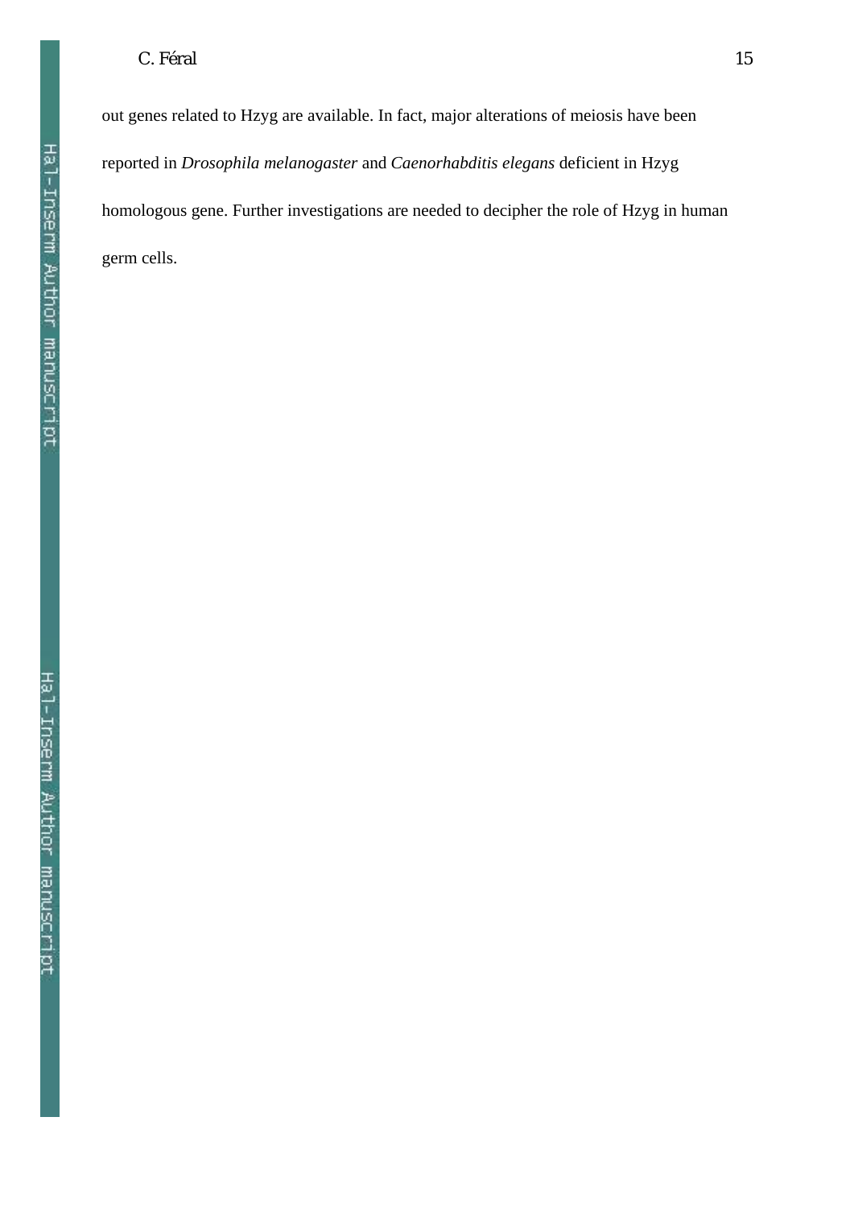out genes related to Hzyg are available. In fact, major alterations of meiosis have been reported in *Drosophila melanogaster* and *Caenorhabditis elegans* deficient in Hzyg homologous gene. Further investigations are needed to decipher the role of Hzyg in human germ cells.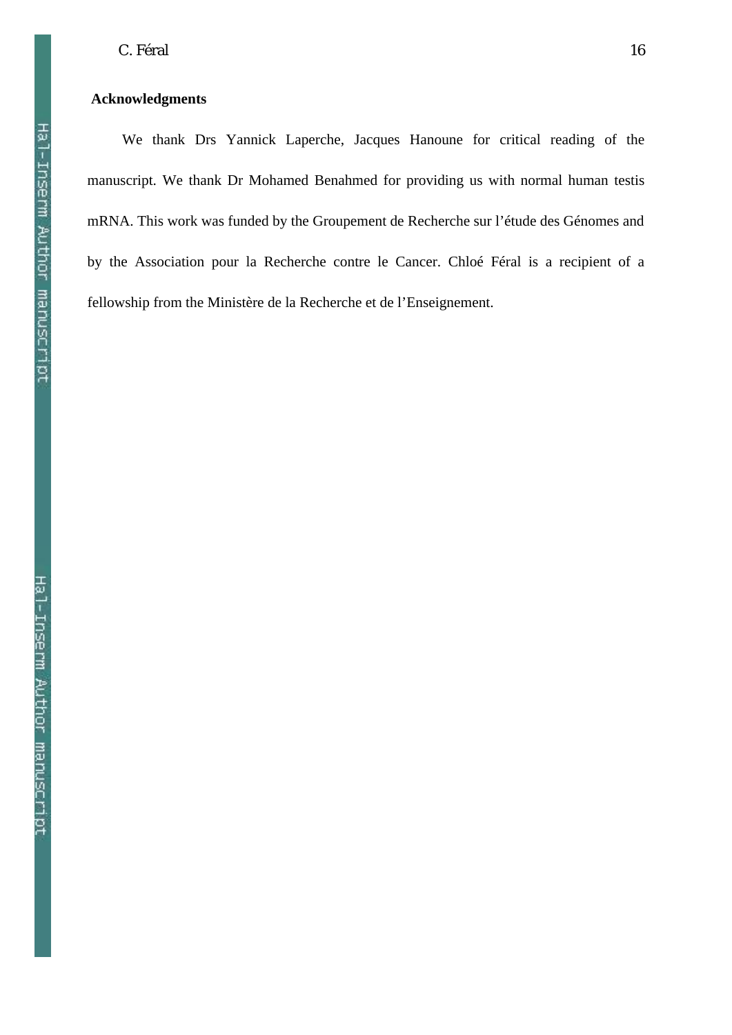## Acknowledgments

We thank Drs Yannick Laperche, Jacques Hanoune for critical reading of the manuscript. We thank Dr Mohamed Benahmed for providing us with normal human testis mRNA. This work was funded by the Groupement de Recherche sur l'étude des Génomes and by the Association pour la Recherche contre le Cancer. Chloé Féral is a recipient of a fellowship from the Ministère de la Recherche et de l'Enseignement.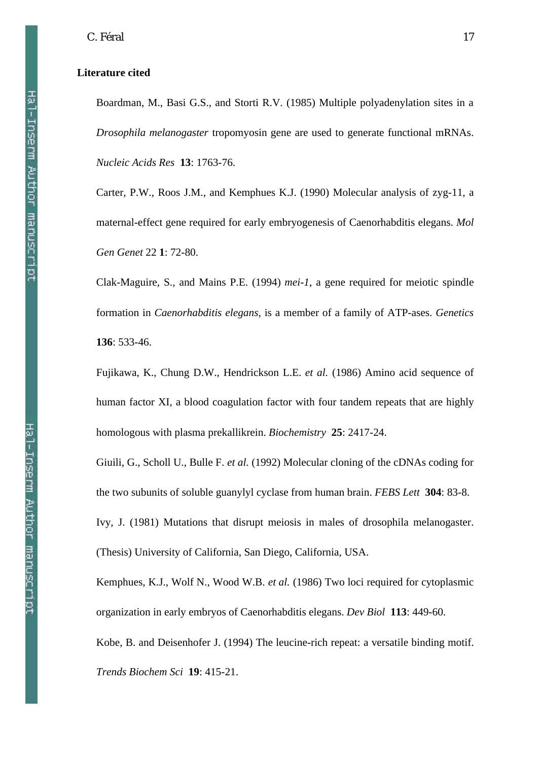## Literature cited

Boardman, M., Basi G.S., and Storti R.V. (1985) Multiple polyadenylation sites in a *Drosophila melanogaster* tropomyosin gene are used to generate functional mRNAs. *Nucleic Acids Res* **13**: 1763-76.

Carter, P.W., Roos J.M., and Kemphues K.J. (1990) Molecular analysis of zyg-11, a maternal-effect gene required for early embryogenesis of Caenorhabditis elegans. *Mol Gen Genet* 22 **1**: 72-80.

Clak-Maguire, S., and Mains P.E. (1994) *mei-1*, a gene required for meiotic spindle formation in *Caenorhabditis elegans*, is a member of a family of ATP-ases. *Genetics* **136**: 533-46.

Fujikawa, K., Chung D.W., Hendrickson L.E. *et al.* (1986) Amino acid sequence of human factor XI, a blood coagulation factor with four tandem repeats that are highly homologous with plasma prekallikrein. *Biochemistry* **25**: 2417-24.

Giuili, G., Scholl U., Bulle F. *et al.* (1992) Molecular cloning of the cDNAs coding for the two subunits of soluble guanylyl cyclase from human brain. *FEBS Lett* **304**: 83-8.

Ivy, J. (1981) Mutations that disrupt meiosis in males of drosophila melanogaster. (Thesis) University of California, San Diego, California, USA.

Kemphues, K.J., Wolf N., Wood W.B. *et al.* (1986) Two loci required for cytoplasmic organization in early embryos of Caenorhabditis elegans. *Dev Biol* **113**: 449-60.

Kobe, B. and Deisenhofer J. (1994) The leucine-rich repeat: a versatile binding motif. *Trends Biochem Sci* **19**: 415-21.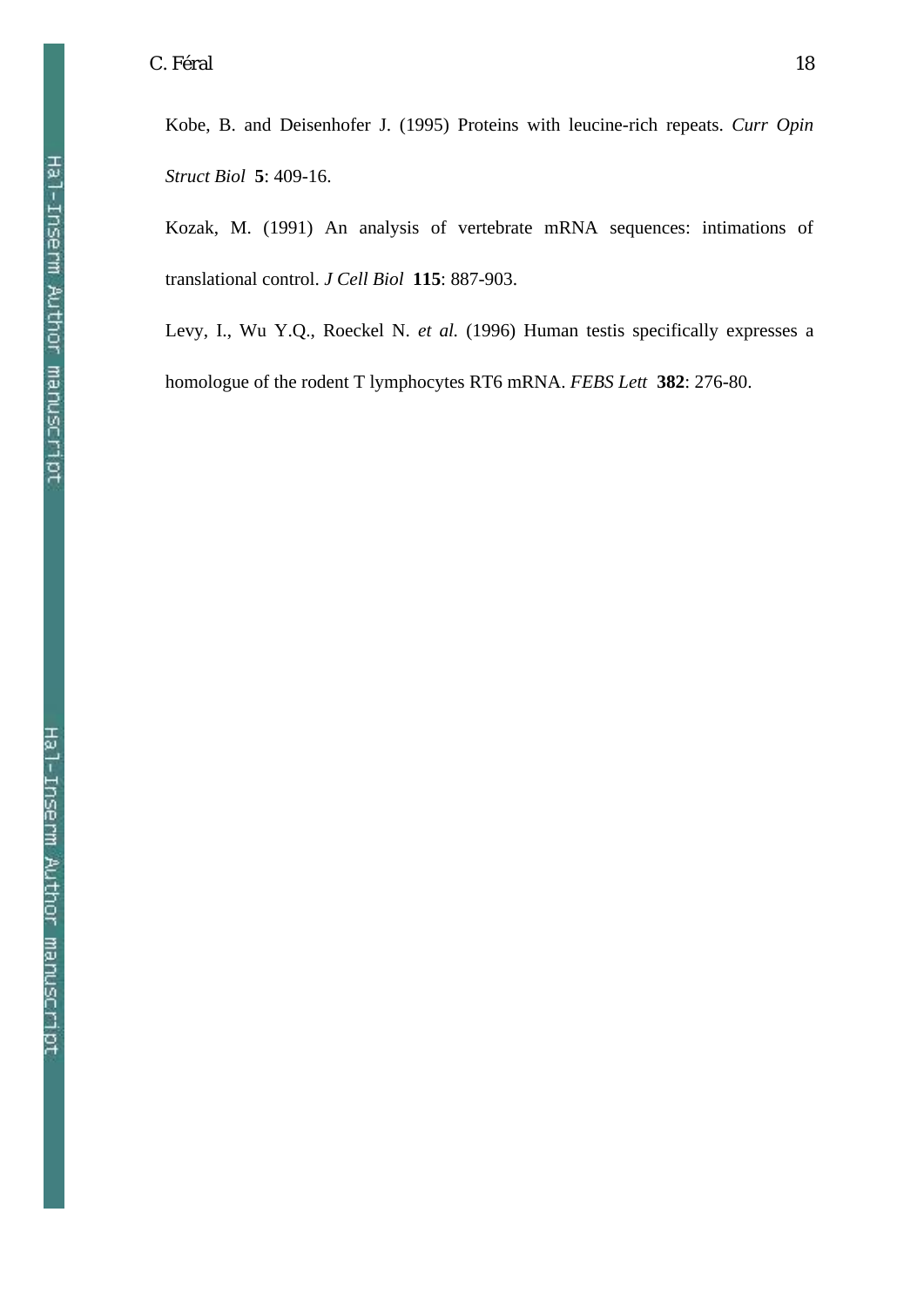Kobe, B. and Deisenhofer J. (1995) Proteins with leucine-rich repeats. *Curr Opin Struct Biol* **5**: 409-16.

Kozak, M. (1991) An analysis of vertebrate mRNA sequences: intimations of translational control. *J Cell Biol* **115**: 887-903.

Levy, I., Wu Y.Q., Roeckel N. *et al.* (1996) Human testis specifically expresses a homologue of the rodent T lymphocytes RT6 mRNA. *FEBS Lett* **382**: 276-80.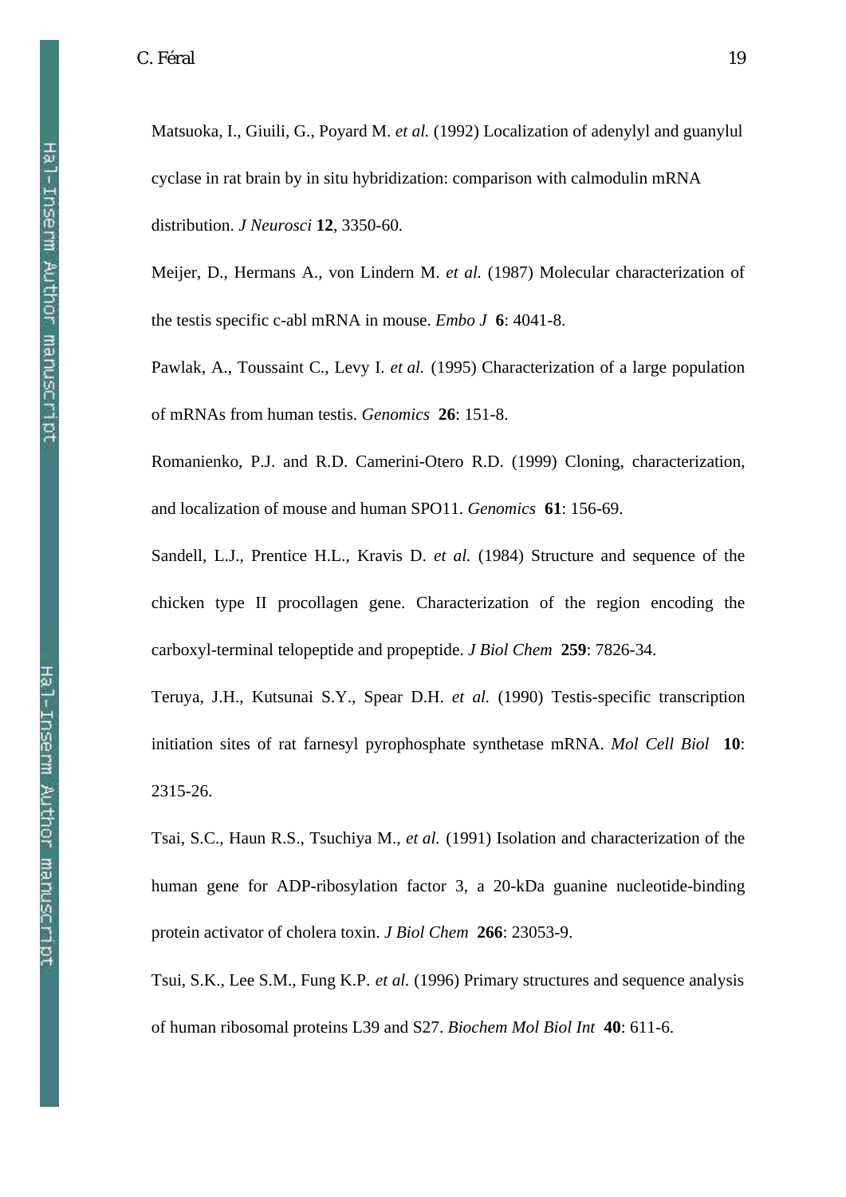Matsuoka, I., Giuili, G., Poyard M. *et al.* (1992) Localization of adenylyl and guanylul cyclase in rat brain by in situ hybridization: comparison with calmodulin mRNA distribution. *J Neurosci* **12**, 3350-60.

Meijer, D., Hermans A., von Lindern M. *et al.* (1987) Molecular characterization of the testis specific c-abl mRNA in mouse. *Embo J* **6**: 4041-8.

Pawlak, A., Toussaint C., Levy I. *et al.* (1995) Characterization of a large population of mRNAs from human testis. *Genomics* **26**: 151-8.

Romanienko, P.J. and R.D. Camerini-Otero R.D. (1999) Cloning, characterization, and localization of mouse and human SPO11. *Genomics* **61**: 156-69.

Sandell, L.J., Prentice H.L., Kravis D. *et al.* (1984) Structure and sequence of the chicken type II procollagen gene. Characterization of the region encoding the carboxyl-terminal telopeptide and propeptide. *J Biol Chem* **259**: 7826-34.

Teruya, J.H., Kutsunai S.Y., Spear D.H. *et al.* (1990) Testis-specific transcription initiation sites of rat farnesyl pyrophosphate synthetase mRNA. *Mol Cell Biol* **10**: 2315-26.

Tsai, S.C., Haun R.S., Tsuchiya M., *et al.* (1991) Isolation and characterization of the human gene for ADP-ribosylation factor 3, a 20-kDa guanine nucleotide-binding protein activator of cholera toxin. *J Biol Chem* **266**: 23053-9.

Tsui, S.K., Lee S.M., Fung K.P. *et al.* (1996) Primary structures and sequence analysis of human ribosomal proteins L39 and S27. *Biochem Mol Biol Int* **40**: 611-6.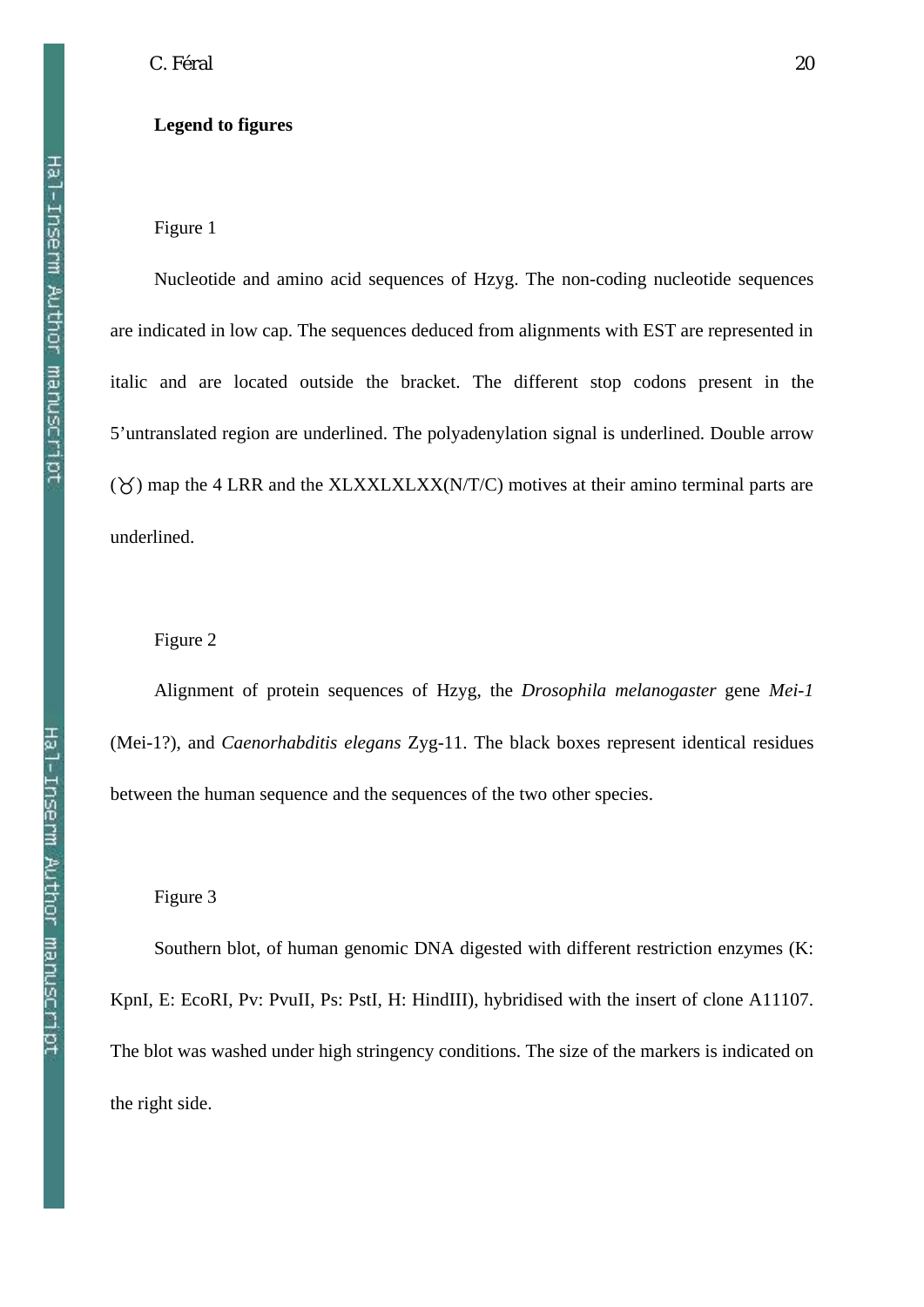**Legend to figures**

Figure 1

Nucleotide and amino acid sequences of Hzyg. The non-coding nucleotide sequences are indicated in low cap. The sequences deduced from alignments with EST are represented in italic and are located outside the bracket. The different stop codons present in the 5'untranslated region are underlined. The polyadenylation signal is underlined. Double arrow (♉) map the 4 LRR and the XLXXLXLXX(N/T/C) motives at their amino terminal parts are underlined.

Figure 2

Alignment of protein sequences of Hzyg, the *Drosophila melanogaster* gene *Mei-1* (Mei-1?), and *Caenorhabditis elegans* Zyg-11. The black boxes represent identical residues between the human sequence and the sequences of the two other species.

Figure 3

Southern blot, of human genomic DNA digested with different restriction enzymes (K: KpnI, E: EcoRI, Pv: PvuII, Ps: PstI, H: HindIII), hybridised with the insert of clone A11107. The blot was washed under high stringency conditions. The size of the markers is indicated on the right side.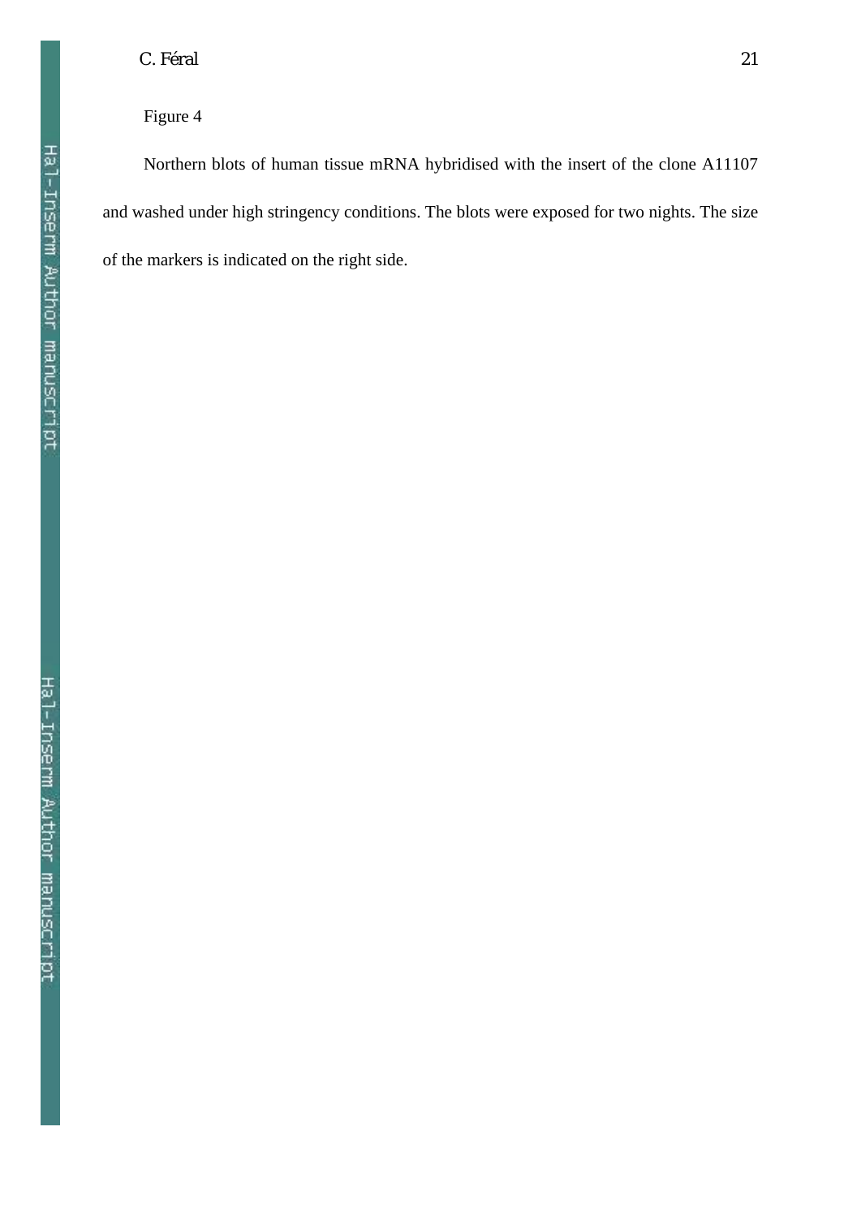Figure 4

Northern blots of human tissue mRNA hybridised with the insert of the clone A11107 and washed under high stringency conditions. The blots were exposed for two nights. The size of the markers is indicated on the right side.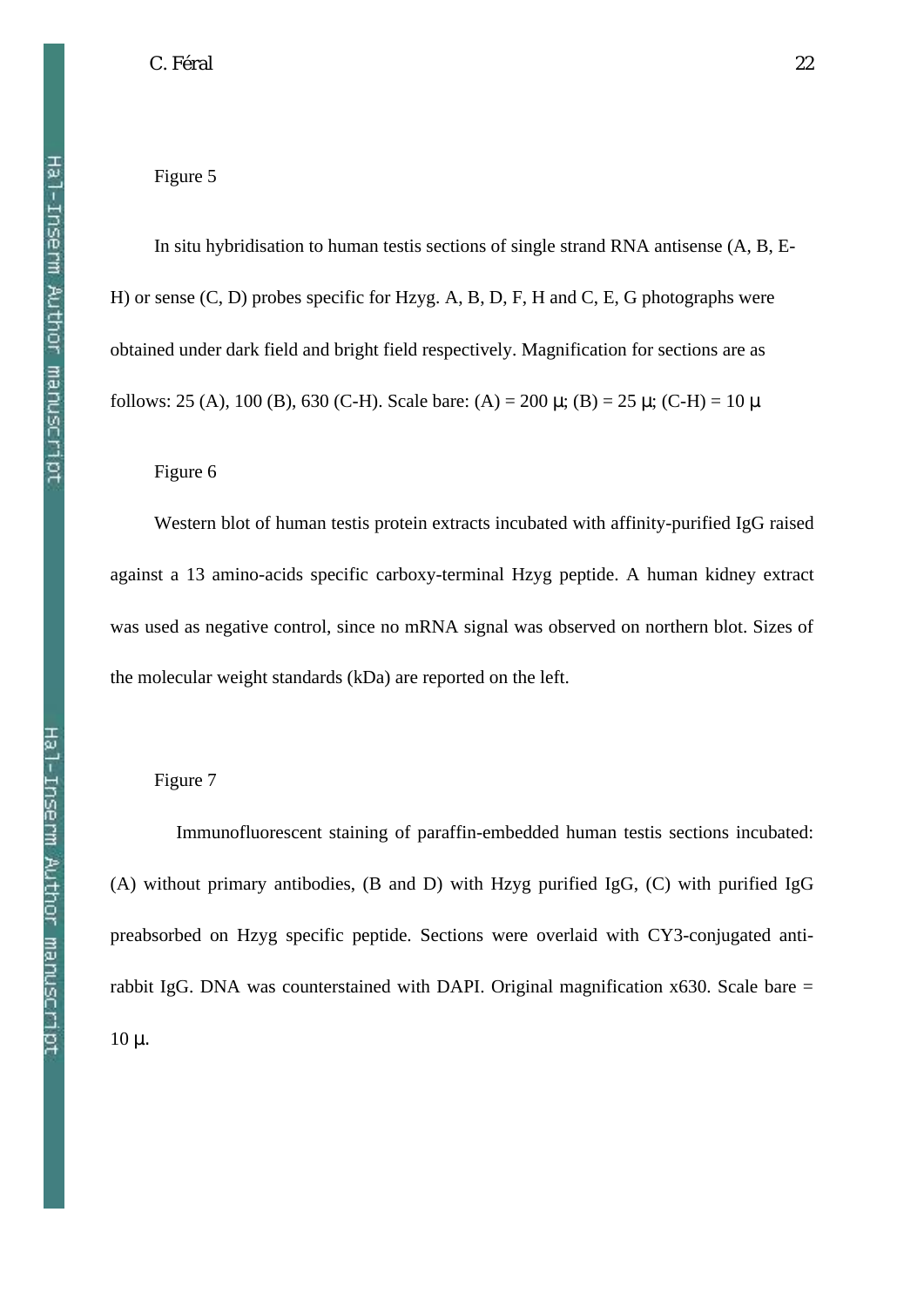Figure 5

In situ hybridisation to human testis sections of single strand RNA antisense (A, B, E-H) or sense (C, D) probes specific for Hzyg. A, B, D, F, H and C, E, G photographs were obtained under dark field and bright field respectively. Magnification for sections are as follows: 25 (A), 100 (B), 630 (C-H). Scale bare: (A) = 200 μ; (B) = 25 μ; (C-H) = 10 μ

Figure 6

Western blot of human testis protein extracts incubated with affinity-purified IgG raised against a 13 amino-acids specific carboxy-terminal Hzyg peptide. A human kidney extract was used as negative control, since no mRNA signal was observed on northern blot. Sizes of the molecular weight standards (kDa) are reported on the left.

Figure 7

Immunofluorescent staining of paraffin-embedded human testis sections incubated: (A) without primary antibodies, (B and D) with Hzyg purified IgG, (C) with purified IgG preabsorbed on Hzyg specific peptide. Sections were overlaid with CY3-conjugated anti-rabbit IgG. DNA was counterstained with DAPI. Original magnification x630. Scale bare = 10 μ.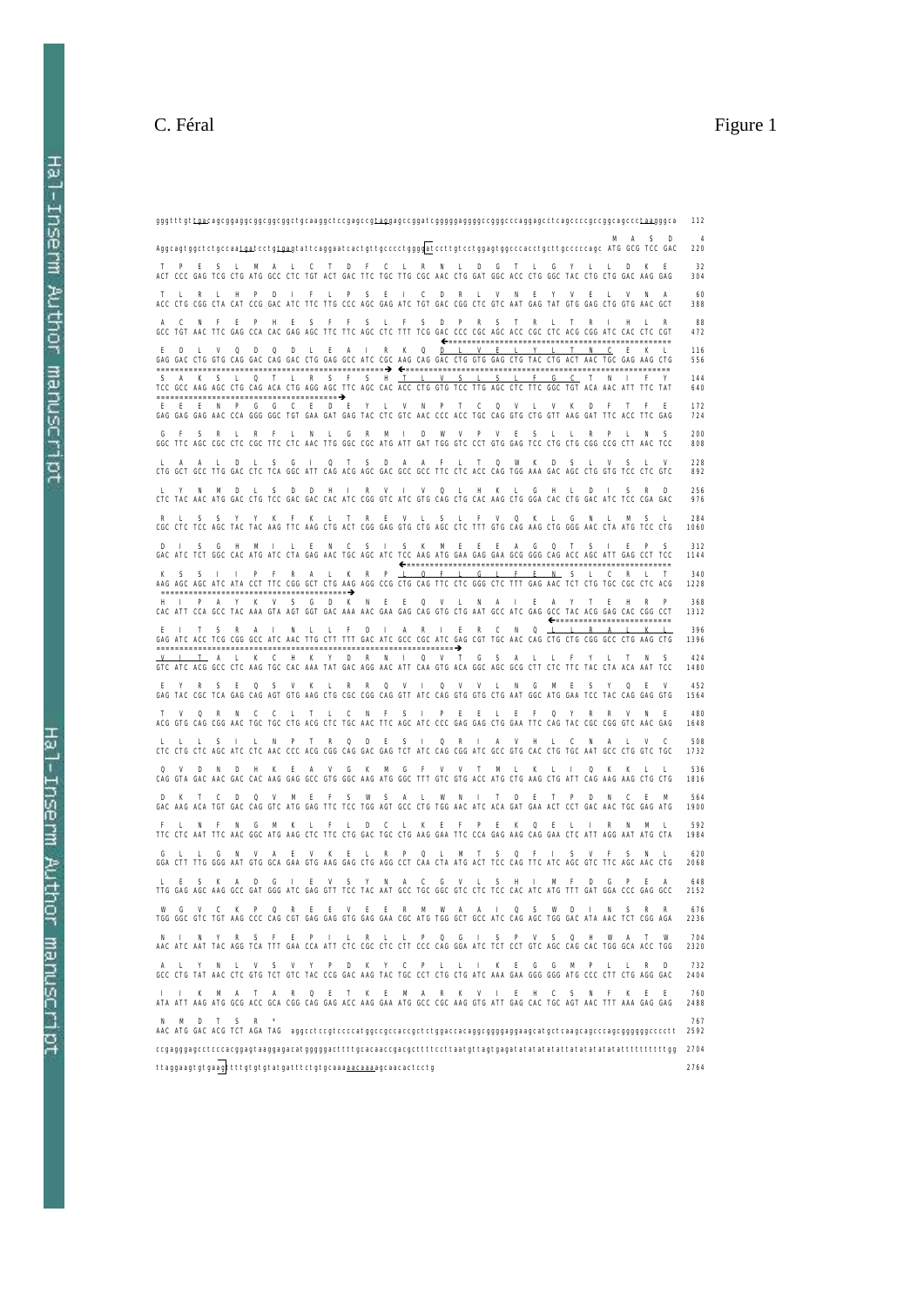C. Féral

Figure 1

```
gggtttgttgacagcggaggcggcggcggctgcaaggctccgagccgtaggagccggatcgggggaggggccgggcccaggagcctcagccccgccggcagcccctaagggca   112

Aggcagtggctctgccaatgatcctgtgagtattcaggaatcactgttgcccctggggatccttgtcctggagtggcccacctgcttgcccccagc ATG GCG TCC GAC   220
                                                                                                  M   A   S   D     4
ACT CCC GAG TCG CTG ATG GCC CTC TGT ACT GAC TTC TGC TTG CGC AAC CTG GAT GGC ACC CTG GGC TAC CTG CTG GAC AAG GAG   304
 T   P   E   S   L   M   A   L   C   T   D   F   C   L   R   N   L   D   G   T   L   G   Y   L   L   D   K   E     32
ACC CTG CGG CTA CAT CCG GAC ATC TTC TTG CCC AGC GAG ATC TGT GAC CGG CTC GTC AAT GAG TAT GTG GAG CTG GTG AAC GCT   388
 T   L   R   L   H   P   D   I   F   L   P   S   E   I   C   D   R   L   V   N   E   Y   V   E   L   V   N   A     60
GCC TGT AAC TTC GAG CCA CAC GAG AGC TTC TTC AGC CTC TTT TCG GAC CCC CGC AGC ACC CGC CTC ACG CGG ATC CAC CTC CGT   472
 A   C   N   F   E   P   H   E   S   F   F   S   L   F   S   D   P   R   S   T   R   L   T   R   I   H   L   R     88
GAG GAC CTG GTG CAG GAC CAG GAC CTG GAG GCC ATC CGC AAG CAG GAC CTG GTG GAG CTG TAC CTG ACT AAC TGC GAG AAG CTG   556
 E   D   L   V   Q   D   Q   D   L   E   A   I   R   K   Q   D   L   V   E   L   Y   L   T   N   C   E   K   L    116
TCC GCC AAG AGC CTG CAG ACA CTG AGG AGC TTC AGC CAC ACC CTG GTG TCC TTG AGC CTC TTC GGC TGT ACA AAC ATT TTC TAT   640
 S   A   K   S   L   Q   T   L   R   S   F   S   H   T   L   V   S   L   S   L   F   G   C   T   N   I   F   Y    144
GAG GAG GAG AAC CCA GGG GGC TGT GAA GAT GAG TAC CTC GTC AAC CCC ACC TGC CAG GTG CTG GTT AAG GAT TTC ACC TTC GAG   724
 E   E   E   N   P   G   G   C   E   D   E   Y   L   V   N   P   T   C   Q   V   L   V   K   D   F   T   F   E    172
GGC TTC AGC CGC CTC CGC TTC CTC AAC TTG GGC CGC ATG ATT GAT TGG GTC CCT GTG GAG TCC CTG CTG CGG CCG CTT AAC TCC   808
 G   F   S   R   L   R   F   L   N   L   G   R   M   I   D   W   V   P   V   E   S   L   L   R   P   L   N   S    200
CTG GCT GCC TTG GAC CTC TCA GGC ATT CAG ACG AGC GAC GCC GCC TTC CTC ACC CAG TGG AAA GAC AGC CTG GTG TCC CTC GTC   892
 L   A   A   L   D   L   S   G   I   Q   T   S   D   A   A   F   L   T   Q   W   K   D   S   L   V   S   L   V    228
CTC TAC AAC ATG GAC CTG TCC GAC GAC CAC ATC CGG GTC ATC GTG CAG CTG CAC AAG CTG GGA CAC CTG GAC ATC TCC CGA GAC   976
 L   Y   N   M   D   L   S   D   D   H   I   R   V   I   V   Q   L   H   K   L   G   H   L   D   I   S   R   D    256
CGC CTC TCC AGC TAC TAC AAG TTC AAG CTG ACT CGG GAG GTG CTG AGC CTC TTT GTG CAG AAG CTG GGG AAC CTA ATG TCC CTG  1060
 R   L   S   S   Y   Y   K   F   K   L   T   R   E   V   L   S   L   F   V   Q   K   L   G   N   L   M   S   L    284
GAC ATC TCT GGC CAC ATG ATC CTA GAG AAC TGC AGC ATC TCC AAG ATG GAA GAG GAA GCG GGG CAG ACC AGC ATT GAG CCT TCC  1144
 D   I   S   G   H   M   I   L   E   N   C   S   I   S   K   M   E   E   E   A   G   Q   T   S   I   E   P   S    312
AAG AGC AGC ATC ATA CCT TTC CGG GCT CTG AAG AGG CCG CTG CAG TTC CTC GGG CTC TTT GAG AAC TCT CTG TGC CGC CTC ACG  1228
 K   S   S   I   I   P   F   R   A   L   K   R   P   L   Q   F   L   G   L   F   E   N   S   L   C   R   L   T    340
CAC ATT CCA GCC TAC AAA GTA AGT GGT GAC AAA AAC GAA GAG CAG GTG CTG AAT GCC ATC GAG GCC TAC ACG GAG CAC CGG CCT  1312
 H   I   P   A   Y   K   V   S   G   D   K   N   E   E   Q   V   L   N   A   I   E   A   Y   T   E   H   R   P    368
GAG ATC ACC TCG CGG GCC ATC AAC TTG CTT TTT GAC ATC GCC CGC ATC GAG CGT TGC AAC CAG CTG CTG CGG GCC CTG AAG CTG  1396
 E   I   T   S   R   A   I   N   L   L   F   D   I   A   R   I   E   R   C   N   Q   L   L   R   A   L   K   L    396
GTC ATC ACG GCC CTC AAG TGC CAC AAA TAT GAC AGG AAC ATT CAA GTG ACA GGC AGC GCG CTT CTC TTC TAC CTA ACA AAT TCC  1480
 V   I   T   A   L   K   C   H   K   Y   D   R   N   I   Q   V   T   G   S   A   L   L   F   Y   L   T   N   S    424
GAG TAC CGC TCA GAG CAG AGT GTG AAG CTG CGG CGG CAG GTT ATC CAG GTG GTG CTG AAT GGC ATG GAA TCC TAC CAG GAG GTG  1564
 E   Y   R   S   E   Q   S   V   K   L   R   R   Q   V   I   Q   V   V   L   N   G   M   E   S   Y   Q   E   V    452
ACG GTG CAG CGG AAC TGC TGC CTG ACG CTC TGC AAC TTC AGC ATC CCC GAG GAG CTG GAA TTC CAG TAC CGC CGG GTC AAC GAG  1648
 T   V   Q   R   N   C   C   L   T   L   C   N   F   S   I   P   E   E   L   E   F   Q   Y   R   R   V   N   E    480
CTC CTG CTC AGC ATC CTC AAC CCC ACG CGG CAG GAC GAG TCT ATC CAG CGG ATC GCC GTG CAC CTG TGC AAT GCC CTG GTC TGC  1732
 L   L   L   S   I   L   N   P   T   R   Q   D   E   S   I   Q   R   I   A   V   H   L   C   N   A   L   V   C    508
CAG GTA GAC AAC GAC CAC AAG GAG GCC GTG GGC AAG ATG GGC TTT GTC GTG ACC ATG CTG AAG CTG ATC CAG AAG AAG CTG CTG  1816
 Q   V   D   N   D   H   K   E   A   V   G   K   M   G   F   V   V   T   M   L   K   L   I   Q   K   K   L   L    536
GAC AAG ACA TGT GAC CAG GTC ATG GAG TTC TCC TGG AGT GCC CTG TGG AAC ATC ACA GAT GAA ACT CCT GAC AAC TGC GAG ATG  1900
 D   K   T   C   D   Q   V   M   E   F   S   W   S   A   L   W   N   I   T   D   E   T   P   D   N   C   E   M    564
TTC CTC AAT TTC AAC GGC ATG AAG CTC TTC CTG GAC TGC CTG AAG GAA TTC CCA GAG AAG CAG GAA CTC ATT AGG AAT ATG CTA  1984
 F   L   N   F   N   G   M   K   L   F   L   D   C   L   K   E   F   P   E   K   Q   E   L   I   R   N   M   L    592
GGA CTT TTG GGG AAT GTG GCA GAA GTG AAG GAG CTG AGG CCT CAA CTA ATG ACT TCC CAG TTC ATC AGC GTC TTC AGC AAC CTG  2068
 G   L   L   G   N   V   A   E   V   K   E   L   R   P   Q   L   M   T   S   Q   F   I   S   V   F   S   N   L    620
TTG GAG AGC AAG GCC GAT GGG ATC GAG GTT TCC TAC AAT GCC TGC GGC GTC CTC TCC CAC ATC ATG TTT GAT GGA CCC GAG GCC  2152
 L   E   S   K   A   D   G   I   E   V   S   Y   N   A   C   G   V   L   S   H   I   M   F   D   G   P   E   A    648
TGG GGC GTC TGT AAG CCC CAG CGT GAG GAG GTG GAG GAA CGC ATG TGG GCT GCC ATC CAG AGC TGG GAC ATA AAC TCT CGG AGA  2236
 W   G   V   C   K   P   Q   R   E   E   V   E   E   R   M   W   A   A   I   Q   S   W   D   I   N   S   R   R    676
AAC ATC AAT TAC AGG TCA TTT GAA CCA ATT CTC CGC CTC CTT CCC CAG GGA ATC TCT CCT GTC AGC CAG CAC TGG GCA ACC TGG  2320
 N   I   N   Y   R   S   F   E   P   I   L   R   L   L   P   Q   G   I   S   P   V   S   Q   H   W   A   T   W    704
GCC CTG TAT AAC CTC GTG TCT GTC TAC CCG GAC AAG TAC TGC CCT CTG CTG ATC AAA GAA GGG GGG ATG CCC CTT CTG AGG GAC  2404
 A   L   Y   N   L   V   S   V   Y   P   D   K   Y   C   P   L   L   I   K   E   G   G   M   P   L   L   R   D    732
ATA ATT AAG ATG GCG ACC GCA CGG CAG GAG ACC AAG GAA ATG GCC CGC AAG GTG ATT GAG CAC TGC AGT AAC TTT AAA GAG GAG  2488
 I   I   K   M   A   T   A   R   Q   E   T   K   E   M   A   R   K   V   I   E   H   C   S   N   F   K   E   E    760
AAC ATG GAC ACG TCT AGA TAG  aggcctccgtccccatggccgccaccgctctggaccacaggcggggaggaagcatgctcaagcagcccagcgggggccccctt  2592
 N   M   D   T   S   R   *                                                                                          767
ccgaggggagcctcccacggagtaaggagacatgggggacttttgcacaaccgacgcttttccttaatgttagtgagatatatatattatatatatattttttttttgg  2704
ttaggaagtgtgaagtttgtgtgtatgatttctgtgcaaaaacaaaagcaacactcctg                                                  2764
```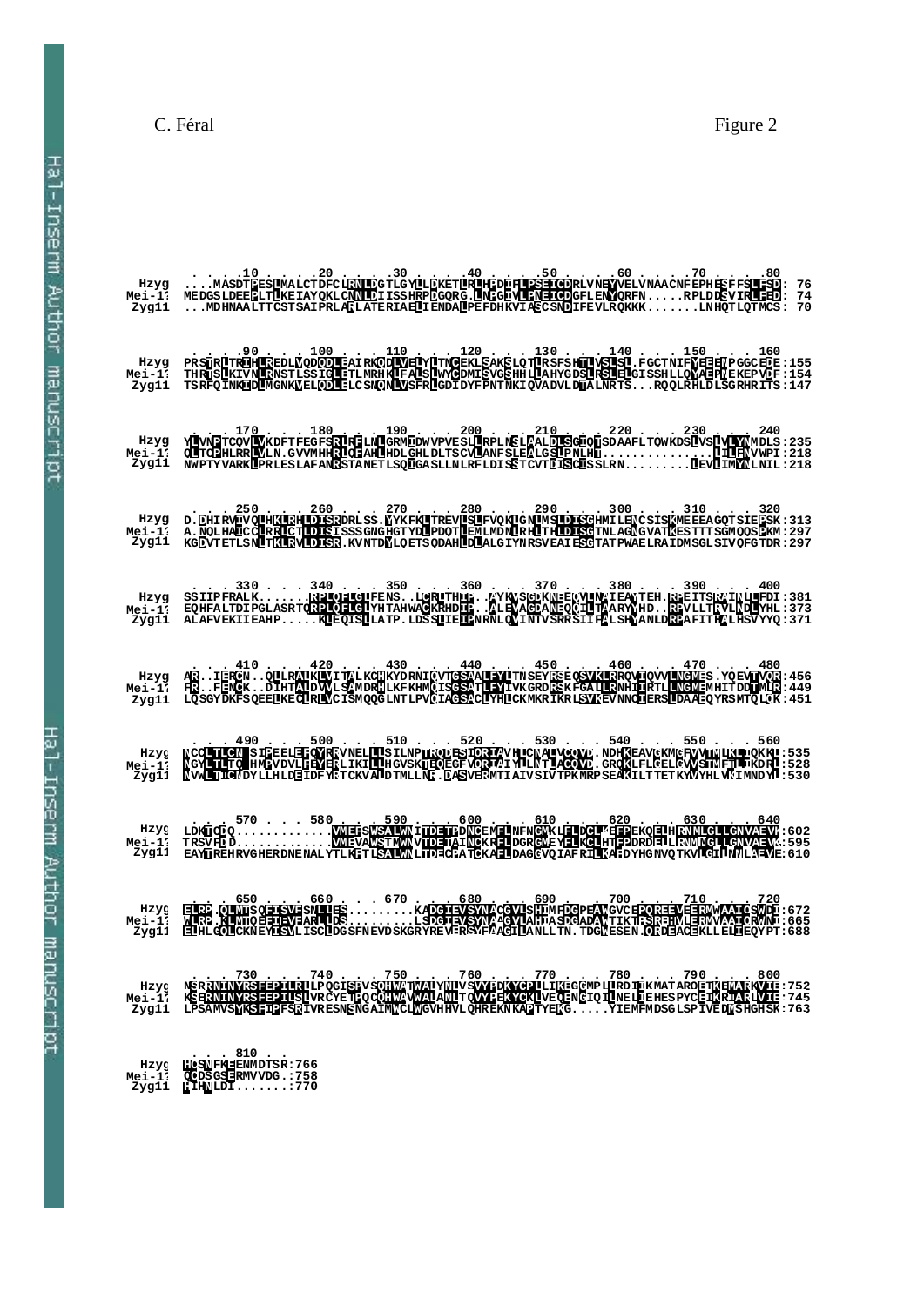Figure 2

```
        . . . .10 . . . .20 . . . .30 . . . .40 . . . .50 . . . .60 . . . .70 . . . .80
Hzyg   ....MASDTPESLMALCTDFCLRNLDGTLGYLLDKETLRLHPDIFLPSEICDRLVNEYVELVNAACNFEPHESFFSLFSD: 76
Mei-17 MEDGSLDEEPLTLKEIAYQKLCNNLDIISSHRPDGQRG.LNPGIVLPNEICDGFLENYQRFN.....RPLDDSVIRLFED: 74
Zyg11  ...MDHNAALTTCSTSAIPRLARLATERIAELIENDALPEFDHKVIASCSNDIFEVLRQKKK.......LNHQTLQTMCS: 70

        . . . .90 . . . 100 . . . 110 . . . 120 . . . 130 . . . 140 . . . 150 . . . 160
Hzyg   PRSTRLTRIHLREDLVQDQDLEAIRKQDLVELYLTNCEKLSAKSLQTLRSFSHTLVSLSL.FGCTNIFYEEENPGGCEDE:155
Mei-17 THRTSLKIVNLRNSTLSSIGLETLMRHKLFALSLWYCDMISVGSHHLLAHYGDSLRSLELGISSHLLQYAEFNEKEPVDF:154
Zyg11  TSRFQINKIDLMGNKVELQDLELCSNQNLVSFRLGDIDYFPNTNKIQVADVDLDTALNRTS...RQQLRHLDLSGRHRITS:147

        . . . 170 . . . 180 . . . 190 . . . 200 . . . 210 . . . 220 . . . 230 . . . 240
Hzyg   YLVNPTCQVLVKDFTFEGFSRLRFLNLGRMIDWVPVESLLRPLNSLAALDLSGIQTSDAAFLTQWKDSLVSLVLYNMDLS:235
Mei-17 QLTCPHLRRLVLN.GVVMHHRLQFAHLHDLGHLDLTSCVLANFSLEALGSLPNLH..............LILFNVWPI:218
Zyg11  NWPTYVARKLPRLESLAFANRSTANETLSQIGASLLNLRFLDISSTCVTDISCISSLRN.........LEVLIMYNLNIL:218

        . . . 250 . . . 260 . . . 270 . . . 280 . . . 290 . . . 300 . . . 310 . . . 320
Hzyg   D.DHIRVIVQLHKLRHLDISRDRLSS.YYKFKLTREVLSLFVQKLGNLMSLDISGHMILENCSISKMEEEAGQTSIEPSK:313
Mei-17 A.NQLHAICCLRRLCTLDISISSSGNGHGTYDLPDQTLEMLMDNLRHLTHLDISGTNLAGNGVATKESTTTSGMQQSPKM:297
Zyg11  KGDVTETLSNLTKLRVLDISR.KVNTDYLQETSQDAHLDLALGIYNRSVEAIESGTATPWAELRAIDMSGLSIVQFGTDR:297

        . . . 330 . . . 340 . . . 350 . . . 360 . . . 370 . . . 380 . . . 390 . . . 400
Hzyg   SSIIPFRALK.......RPLQFLGLFENS..LCRLTHIP..AYKVSGDKNEEQVLNAIEAYTEH.RPEITSRAINLLFDI:381
Mei-17 EQHFALTDIPGLASRTQRPLQFLGLYHTAHWACKRHDIP..ALEVAGDANEQQILTAARYYHD..RPVLLTRVLNDLYHL:373
Zyg11  ALAFVEKIIEAHP.....KLEQISLLATP.LDSSLIEIPNRNLQVINTVSRRSIIFALSHYANLDRPAFITHALHSVYYQ:371

        . . . 410 . . . 420 . . . 430 . . . 440 . . . 450 . . . 460 . . . 470 . . . 480
Hzyg   AR..IERCN..QLLRALKLVITALKCHKYDRNIQVTGSAALFYLTNSEYRSEQSVKLRRQVIQVVLNGMES.YQEVTVQR:456
Mei-17 FR..FENCK..DIHTALDVVLSAMDRHLKFKHMQISGSATLFYIVKGRDRSKFGAILRNHIIRTLLNGMEMHITDDTMLR:449
Zyg11  LQSGYDKFSQEELKECLRLVCISMQQGLNTLPVQIAGSACLYHLCKMKRIKRLSVKEVNNQIERSLDAAEQYRSMTQLQK:451

        . . . 490 . . . 500 . . . 510 . . . 520 . . . 530 . . . 540 . . . 550 . . . 560
Hzyg   NCCLTLCNFSIPEELEFQYRRVNELLLSILNPTRQDESIQRIAVHLCNALVCQVD.NDHKEAVGKMGFVVTMLKLIQKKL:535
Mei-17 NGYLTLTQFHMPVDVLFEYERLIKILLHGVSKTEQEGFVQRIAIYLLNTLACQVD.GRQKLFLGELGVVSTMFILIKDRL:528
Zyg11  NVWLTICNDYLLHLDEIDFYRTCKVALDTMLLNR.DASVERMTIAIVSIVTPKMRPSEAKILTTETKYVYHLVKIMNDYL:530

        . . . 570 . . . 580 . . . 590 . . . 600 . . . 610 . . . 620 . . . 630 . . . 640
Hzyg   LDKTCDQ.............VMEFSWSALWNITDETPDNCEMFLNFNGMKLFLDCLKEFPEKQELHRNMLGLLGNVAEVK:602
Mei-17 TRSVFDD.............VMEVAWSTMWNVTDETAINCKRFLDGRGMEYFLKCLHTFPDRDELLRNMMGLLGNVAEVK:595
Zyg11  EAYTREHRVGHERDNENALYTLKFTLSALWNLTDECPATCKAFLDAGGVQIAFRILKAHDYHGNVQTKVLGILNNLAEVE:610

        . . . 650 . . . 660 . . . 670 . . . 680 . . . 690 . . . 700 . . . 710 . . . 720
Hzyg   ELRP.QLMTSQFISVFSNLLES.........KADGIEVSYNACGVLSHIMFDGPEAWGVCEPQREEVEERMWAAIQSWDI:672
Mei-17 WLRP.KLMTQEFIEVFARLLDS.........LSDGIEVSYNAAGVLAHTASDGADAWTIKTPSRBHVLERMVAAIQRWNI:665
Zyg11  ELHLGQLCKNEYISVLISCLDGSFNEVDSKGRYREVERSYFAAGILANLLTN.TDGWESEN.QRDEACEKLLELIEQYPT:688

        . . . 730 . . . 740 . . . 750 . . . 760 . . . 770 . . . 780 . . . 790 . . . 800
Hzyg   NSRRNINYRSFEPILRLLPQGISPVSQHWATWALYNLVSVYPDKYCPLLIKEGGMPLLRDIIKMATARQETKEMARKVIE:752
Mei-17 KSERNINYRSFEPIUSLVRCYETPQCQHWAVWALANLTQVYPEKYCKLVEQENGIQILNELIEHESPYCEIKRIARLVIE:745
Zyg11  LPSAMVSYKSFIPFSRIVRESNSNGAIMWCLWGVHHVLQHREKNKAPTYEKG.....YIEMFMDSGLSPIVEDVSHGHSK:763

        . . . 810 . .
Hzyg   HCSNFKEENMDTSR:766
Mei-17 QQDSGSERMVVDG.:758
Zyg11  HIHWLDI.......:770
```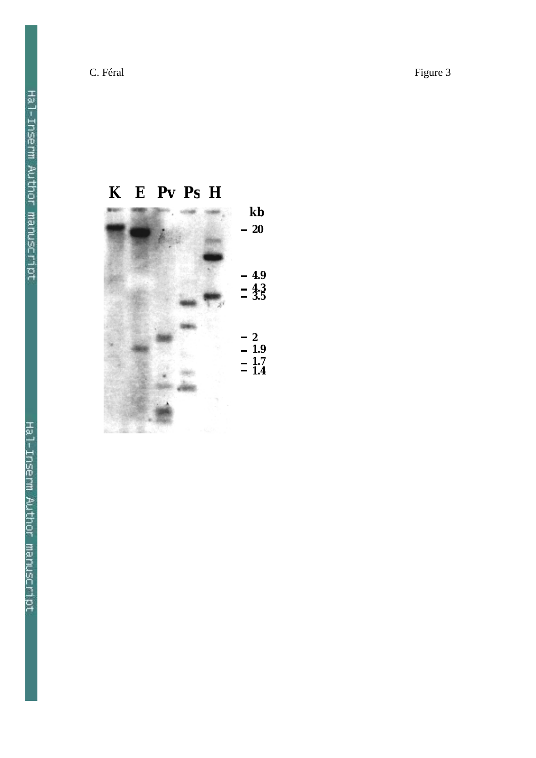C. Féral

Figure 3

K E Pv Ps H

kb

20

4.9

4.3

3.5

2

1.9

1.7

1.4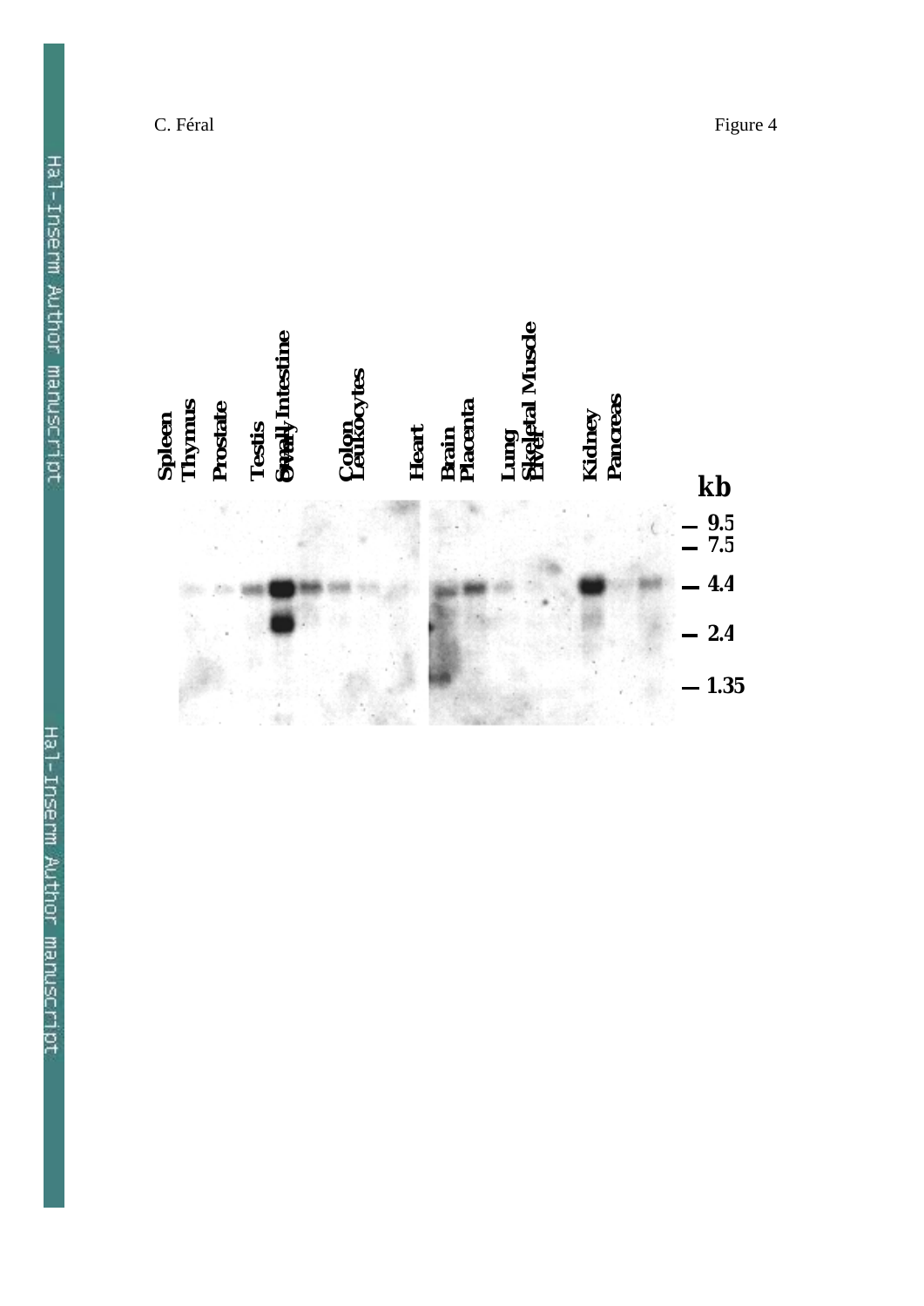Figure 4

Spleen Thymus Prostate Testis Ovary Small Intestine Colon Leukocytes Heart Brain Placenta Lung Liver Skeletal Muscle Kidney Pancreas

kb

9.5

7.5

4.4

2.4

1.35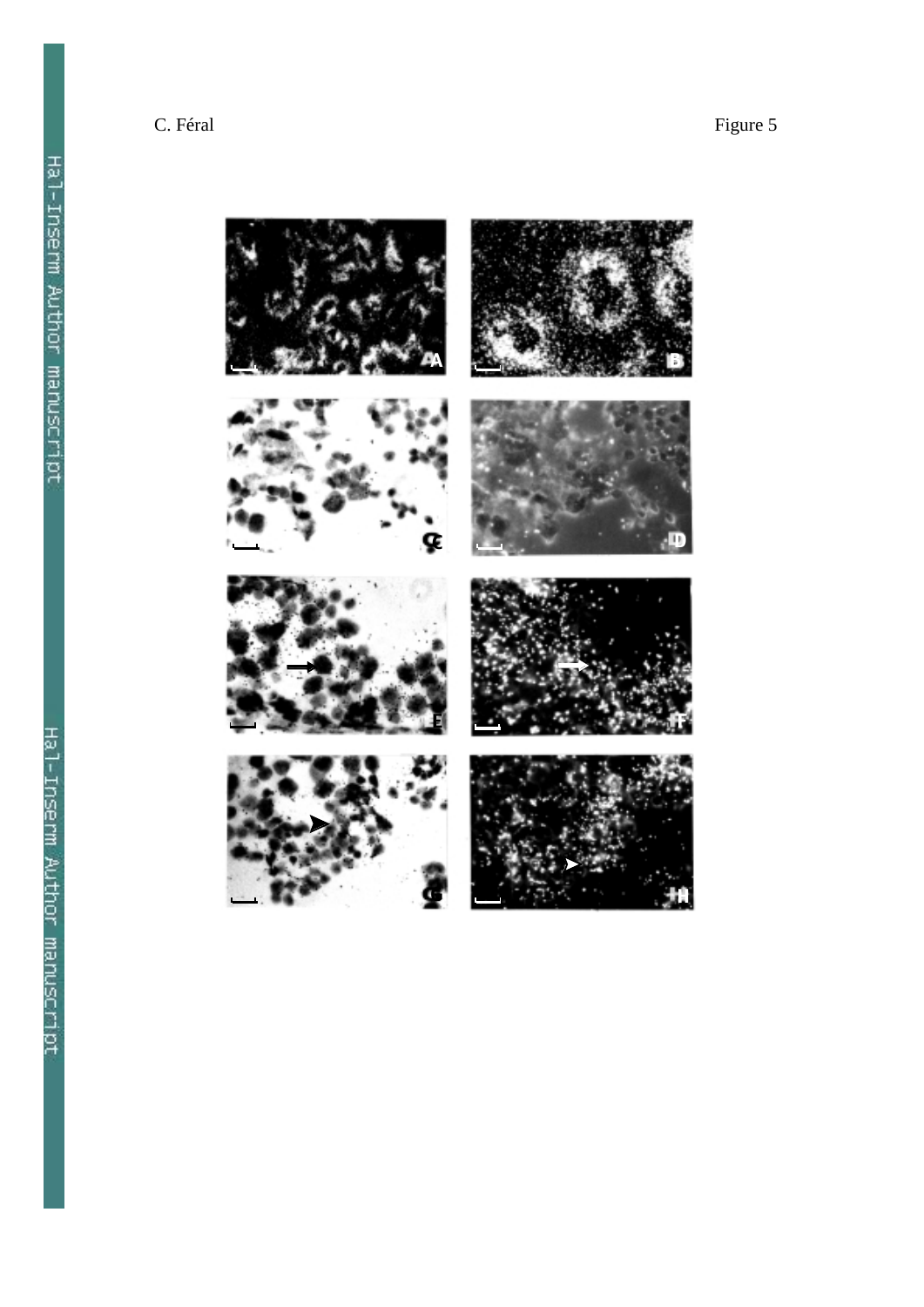C. Féral

Figure 5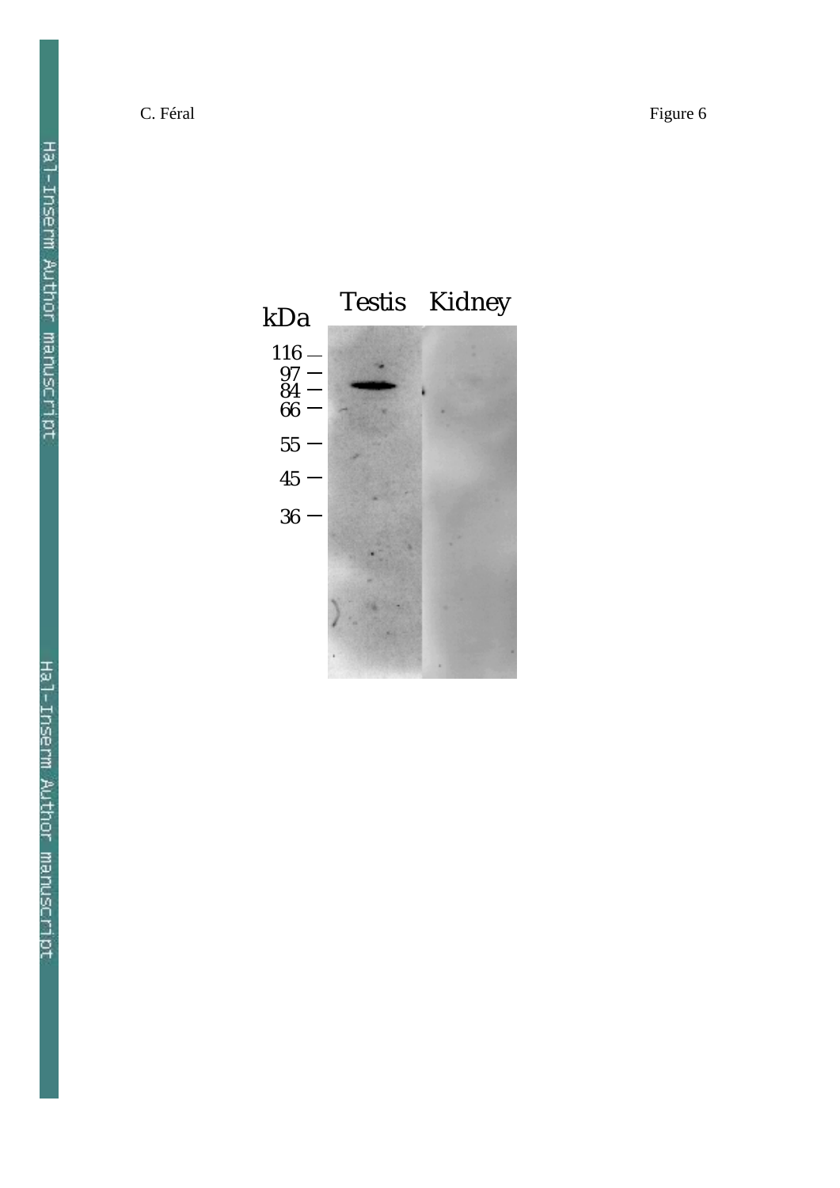C. Féral

Figure 6

kDa

Testis Kidney

116
97
84
66
55
45
36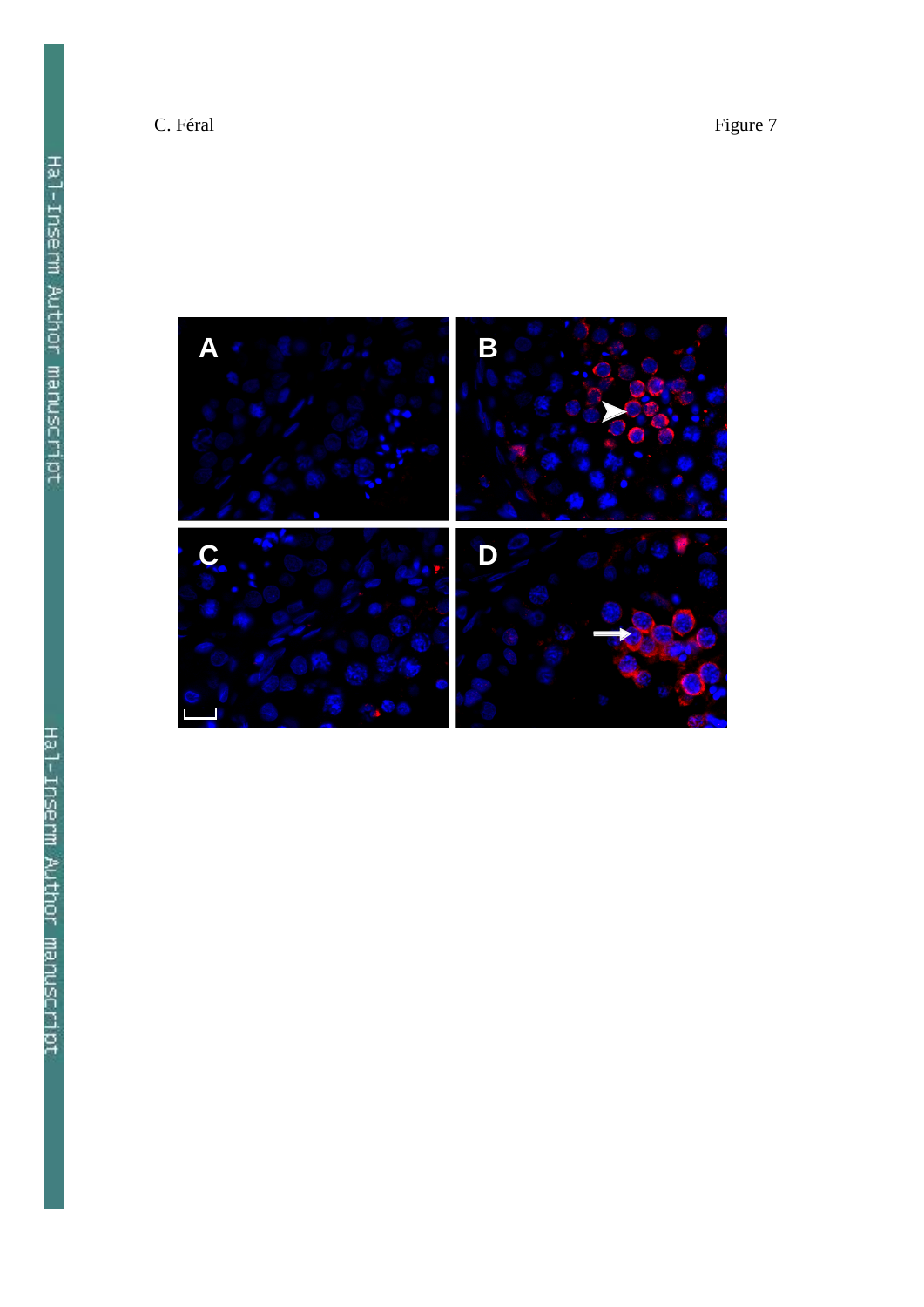Figure 7